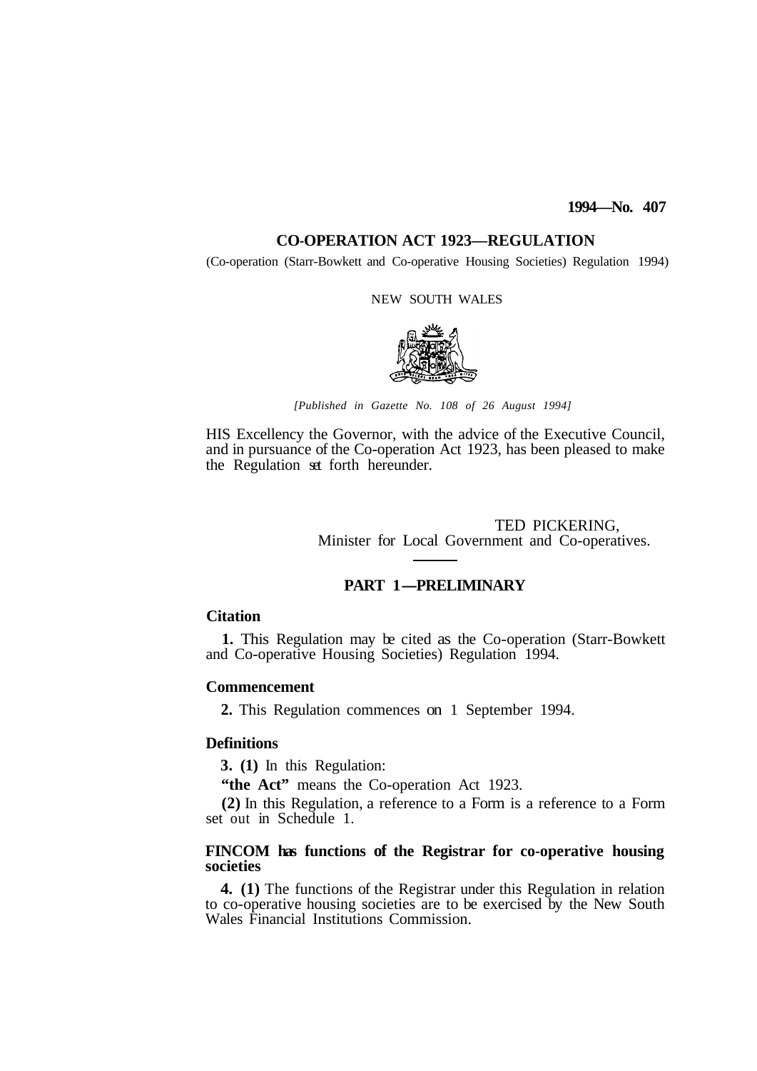**1994—No. 407**

# CO-OPERATION ACT 1923—REGULATION

(Co-operation (Starr-Bowkett and Co-operative Housing Societies) Regulation 1994)

NEW SOUTH WALES

*[Published in Gazette No. 108 of 26 August 1994]*

HIS Excellency the Governor, with the advice of the Executive Council, and in pursuance of the Co-operation Act 1923, has been pleased to make the Regulation set forth hereunder.

TED PICKERING,
Minister for Local Government and Co-operatives.

## PART 1—PRELIMINARY

### Citation

**1.** This Regulation may be cited as the Co-operation (Starr-Bowkett and Co-operative Housing Societies) Regulation 1994.

### Commencement

**2.** This Regulation commences on 1 September 1994.

### Definitions

**3. (1)** In this Regulation:

**"the Act"** means the Co-operation Act 1923.

**(2)** In this Regulation, a reference to a Form is a reference to a Form set out in Schedule 1.

### FINCOM has functions of the Registrar for co-operative housing societies

**4. (1)** The functions of the Registrar under this Regulation in relation to co-operative housing societies are to be exercised by the New South Wales Financial Institutions Commission.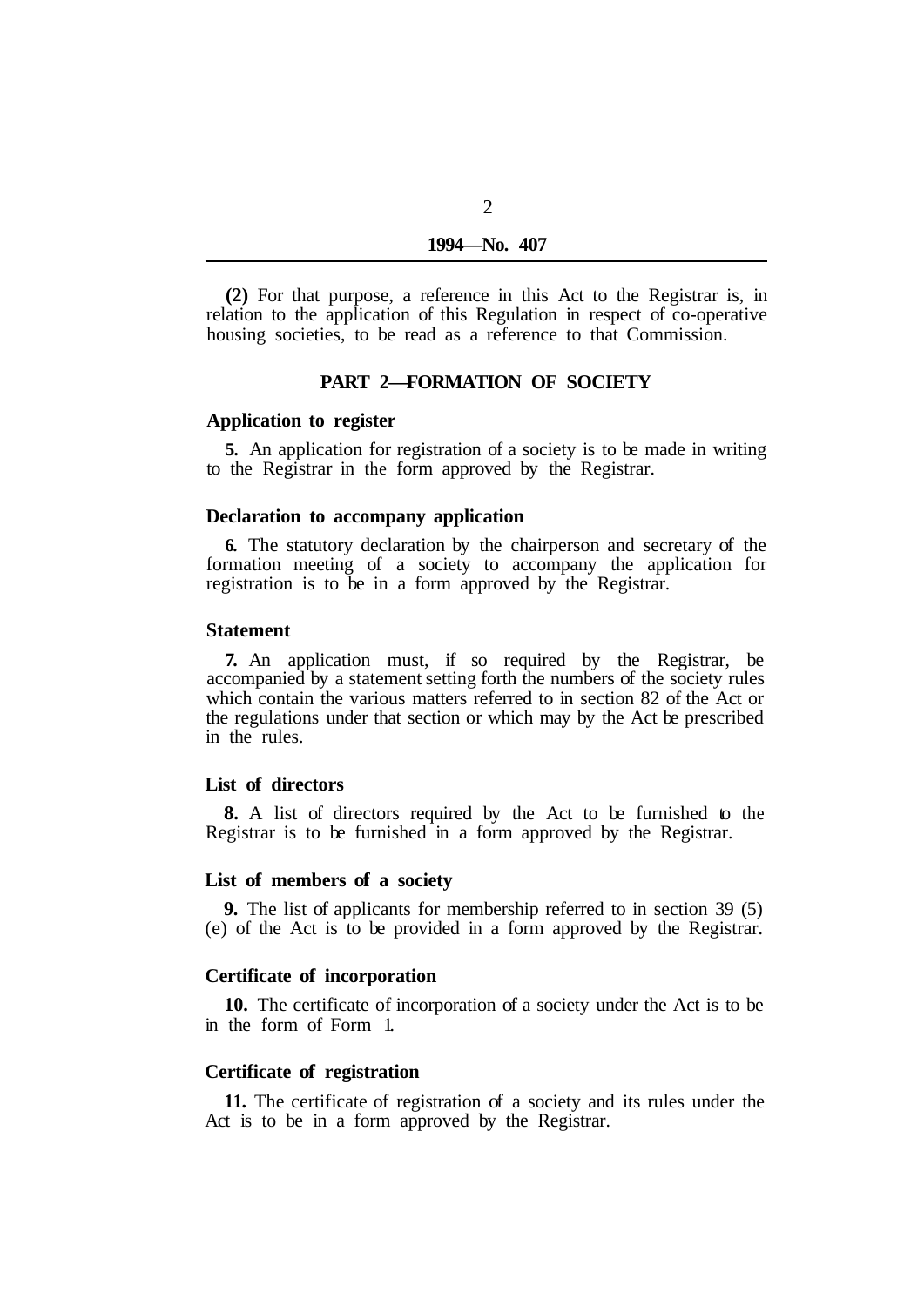**(2)** For that purpose, a reference in this Act to the Registrar is, in relation to the application of this Regulation in respect of co-operative housing societies, to be read as a reference to that Commission.

## PART 2—FORMATION OF SOCIETY

### Application to register

**5.** An application for registration of a society is to be made in writing to the Registrar in the form approved by the Registrar.

### Declaration to accompany application

**6.** The statutory declaration by the chairperson and secretary of the formation meeting of a society to accompany the application for registration is to be in a form approved by the Registrar.

### Statement

**7.** An application must, if so required by the Registrar, be accompanied by a statement setting forth the numbers of the society rules which contain the various matters referred to in section 82 of the Act or the regulations under that section or which may by the Act be prescribed in the rules.

### List of directors

**8.** A list of directors required by the Act to be furnished to the Registrar is to be furnished in a form approved by the Registrar.

### List of members of a society

**9.** The list of applicants for membership referred to in section 39 (5) (e) of the Act is to be provided in a form approved by the Registrar.

### Certificate of incorporation

**10.** The certificate of incorporation of a society under the Act is to be in the form of Form 1.

### Certificate of registration

**11.** The certificate of registration of a society and its rules under the Act is to be in a form approved by the Registrar.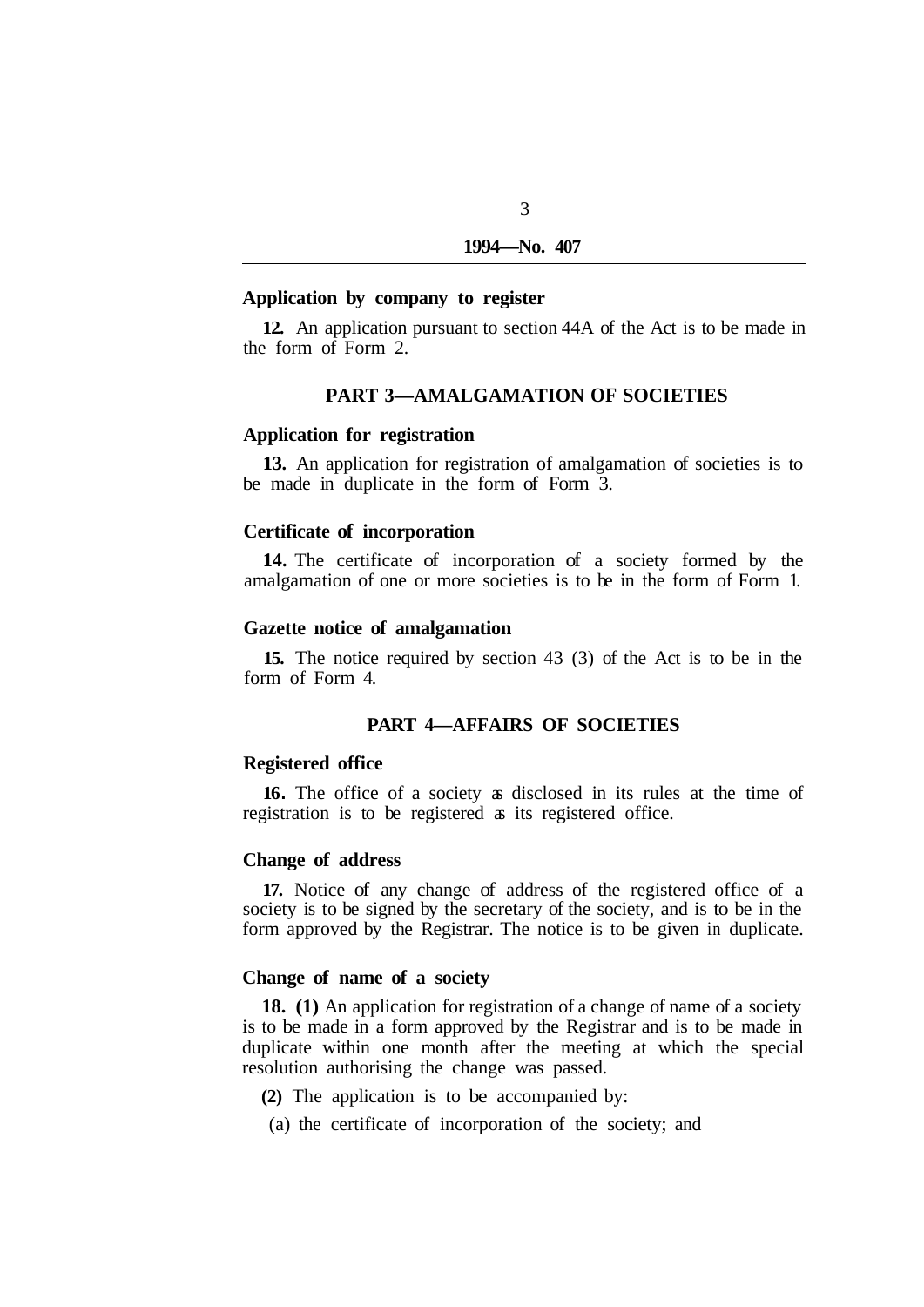### Application by company to register

**12.** An application pursuant to section 44A of the Act is to be made in the form of Form 2.

## PART 3—AMALGAMATION OF SOCIETIES

### Application for registration

**13.** An application for registration of amalgamation of societies is to be made in duplicate in the form of Form 3.

### Certificate of incorporation

**14.** The certificate of incorporation of a society formed by the amalgamation of one or more societies is to be in the form of Form 1.

### Gazette notice of amalgamation

**15.** The notice required by section 43 (3) of the Act is to be in the form of Form 4.

## PART 4—AFFAIRS OF SOCIETIES

### Registered office

**16.** The office of a society as disclosed in its rules at the time of registration is to be registered as its registered office.

### Change of address

**17.** Notice of any change of address of the registered office of a society is to be signed by the secretary of the society, and is to be in the form approved by the Registrar. The notice is to be given in duplicate.

### Change of name of a society

**18. (1)** An application for registration of a change of name of a society is to be made in a form approved by the Registrar and is to be made in duplicate within one month after the meeting at which the special resolution authorising the change was passed.

**(2)** The application is to be accompanied by:

(a) the certificate of incorporation of the society; and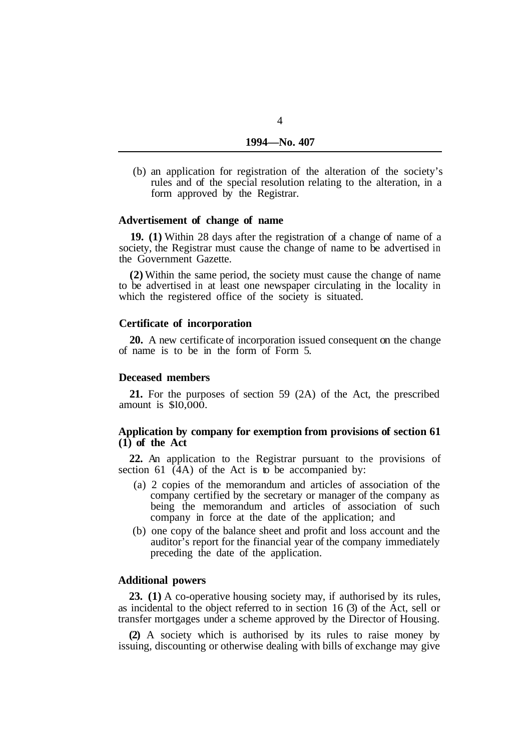(b) an application for registration of the alteration of the society's rules and of the special resolution relating to the alteration, in a form approved by the Registrar.

**Advertisement of change of name**

**19. (1)** Within 28 days after the registration of a change of name of a society, the Registrar must cause the change of name to be advertised in the Government Gazette.

**(2)** Within the same period, the society must cause the change of name to be advertised in at least one newspaper circulating in the locality in which the registered office of the society is situated.

**Certificate of incorporation**

**20.** A new certificate of incorporation issued consequent on the change of name is to be in the form of Form 5.

**Deceased members**

**21.** For the purposes of section 59 (2A) of the Act, the prescribed amount is $10,000.

**Application by company for exemption from provisions of section 61 (1) of the Act**

**22.** An application to the Registrar pursuant to the provisions of section 61 (4A) of the Act is to be accompanied by:

(a) 2 copies of the memorandum and articles of association of the company certified by the secretary or manager of the company as being the memorandum and articles of association of such company in force at the date of the application; and

(b) one copy of the balance sheet and profit and loss account and the auditor's report for the financial year of the company immediately preceding the date of the application.

**Additional powers**

**23. (1)** A co-operative housing society may, if authorised by its rules, as incidental to the object referred to in section 16 (3) of the Act, sell or transfer mortgages under a scheme approved by the Director of Housing.

**(2)** A society which is authorised by its rules to raise money by issuing, discounting or otherwise dealing with bills of exchange may give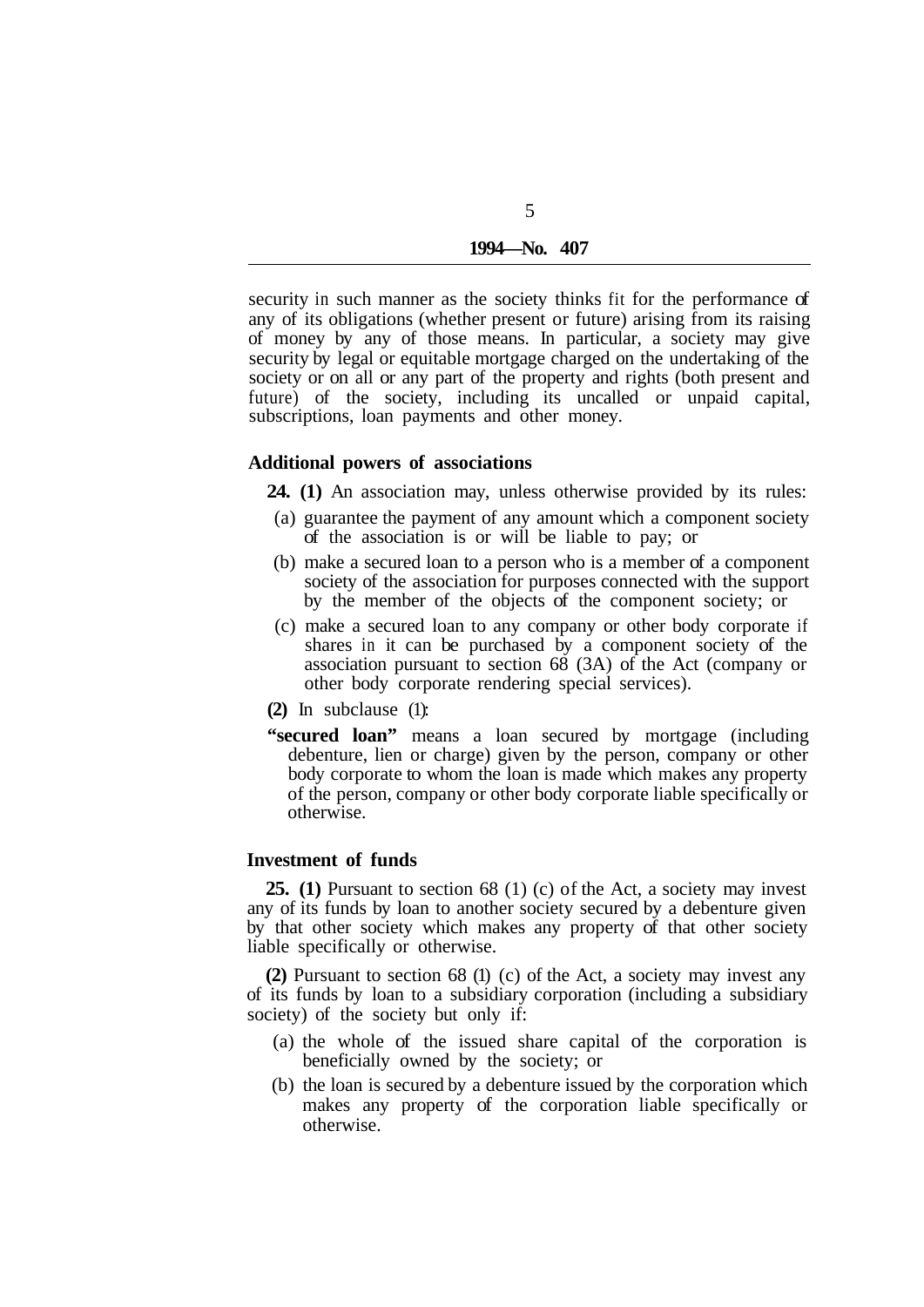security in such manner as the society thinks fit for the performance of any of its obligations (whether present or future) arising from its raising of money by any of those means. In particular, a society may give security by legal or equitable mortgage charged on the undertaking of the society or on all or any part of the property and rights (both present and future) of the society, including its uncalled or unpaid capital, subscriptions, loan payments and other money.

### Additional powers of associations

**24. (1)** An association may, unless otherwise provided by its rules:

- (a) guarantee the payment of any amount which a component society of the association is or will be liable to pay; or
- (b) make a secured loan to a person who is a member of a component society of the association for purposes connected with the support by the member of the objects of the component society; or
- (c) make a secured loan to any company or other body corporate if shares in it can be purchased by a component society of the association pursuant to section 68 (3A) of the Act (company or other body corporate rendering special services).

**(2)** In subclause (1):

**"secured loan"** means a loan secured by mortgage (including debenture, lien or charge) given by the person, company or other body corporate to whom the loan is made which makes any property of the person, company or other body corporate liable specifically or otherwise.

### Investment of funds

**25. (1)** Pursuant to section 68 (1) (c) of the Act, a society may invest any of its funds by loan to another society secured by a debenture given by that other society which makes any property of that other society liable specifically or otherwise.

**(2)** Pursuant to section 68 (1) (c) of the Act, a society may invest any of its funds by loan to a subsidiary corporation (including a subsidiary society) of the society but only if:

- (a) the whole of the issued share capital of the corporation is beneficially owned by the society; or
- (b) the loan is secured by a debenture issued by the corporation which makes any property of the corporation liable specifically or otherwise.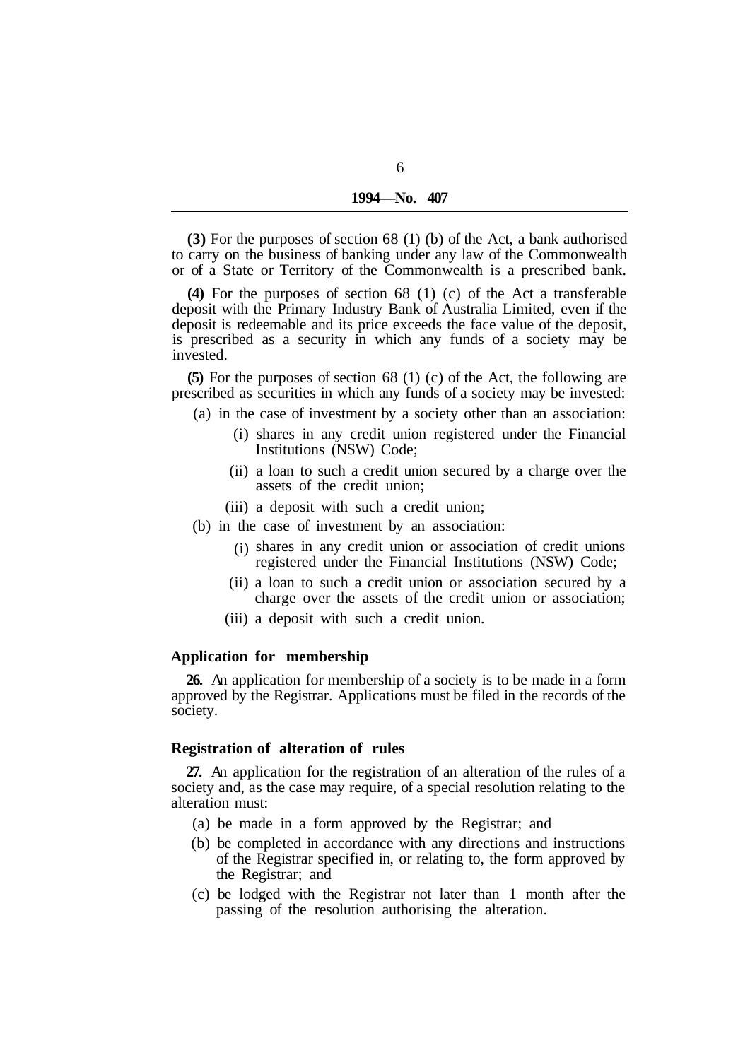**(3)** For the purposes of section 68 (1) (b) of the Act, a bank authorised to carry on the business of banking under any law of the Commonwealth or of a State or Territory of the Commonwealth is a prescribed bank.

**(4)** For the purposes of section 68 (1) (c) of the Act a transferable deposit with the Primary Industry Bank of Australia Limited, even if the deposit is redeemable and its price exceeds the face value of the deposit, is prescribed as a security in which any funds of a society may be invested.

**(5)** For the purposes of section 68 (1) (c) of the Act, the following are prescribed as securities in which any funds of a society may be invested:

- (a) in the case of investment by a society other than an association:
  - (i) shares in any credit union registered under the Financial Institutions (NSW) Code;
  - (ii) a loan to such a credit union secured by a charge over the assets of the credit union;
  - (iii) a deposit with such a credit union;
- (b) in the case of investment by an association:
  - (i) shares in any credit union or association of credit unions registered under the Financial Institutions (NSW) Code;
  - (ii) a loan to such a credit union or association secured by a charge over the assets of the credit union or association;
  - (iii) a deposit with such a credit union.

### Application for membership

**26.** An application for membership of a society is to be made in a form approved by the Registrar. Applications must be filed in the records of the society.

### Registration of alteration of rules

**27.** An application for the registration of an alteration of the rules of a society and, as the case may require, of a special resolution relating to the alteration must:

- (a) be made in a form approved by the Registrar; and
- (b) be completed in accordance with any directions and instructions of the Registrar specified in, or relating to, the form approved by the Registrar; and
- (c) be lodged with the Registrar not later than 1 month after the passing of the resolution authorising the alteration.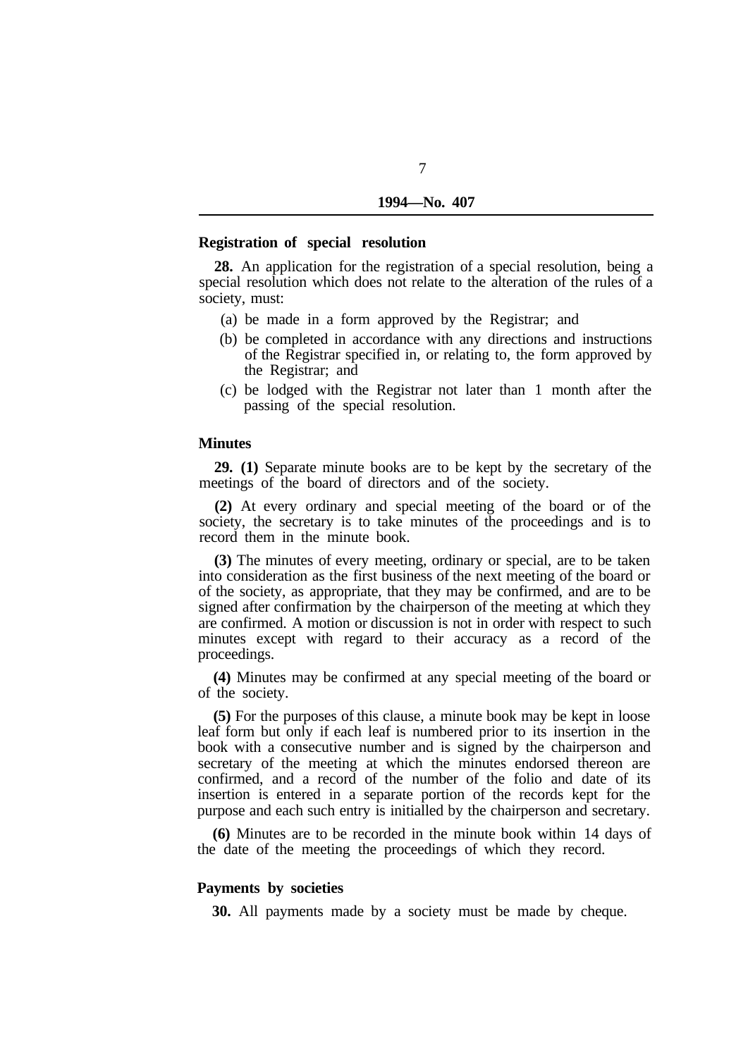### Registration of special resolution

**28.** An application for the registration of a special resolution, being a special resolution which does not relate to the alteration of the rules of a society, must:

(a) be made in a form approved by the Registrar; and

(b) be completed in accordance with any directions and instructions of the Registrar specified in, or relating to, the form approved by the Registrar; and

(c) be lodged with the Registrar not later than 1 month after the passing of the special resolution.

### Minutes

**29. (1)** Separate minute books are to be kept by the secretary of the meetings of the board of directors and of the society.

**(2)** At every ordinary and special meeting of the board or of the society, the secretary is to take minutes of the proceedings and is to record them in the minute book.

**(3)** The minutes of every meeting, ordinary or special, are to be taken into consideration as the first business of the next meeting of the board or of the society, as appropriate, that they may be confirmed, and are to be signed after confirmation by the chairperson of the meeting at which they are confirmed. A motion or discussion is not in order with respect to such minutes except with regard to their accuracy as a record of the proceedings.

**(4)** Minutes may be confirmed at any special meeting of the board or of the society.

**(5)** For the purposes of this clause, a minute book may be kept in loose leaf form but only if each leaf is numbered prior to its insertion in the book with a consecutive number and is signed by the chairperson and secretary of the meeting at which the minutes endorsed thereon are confirmed, and a record of the number of the folio and date of its insertion is entered in a separate portion of the records kept for the purpose and each such entry is initialled by the chairperson and secretary.

**(6)** Minutes are to be recorded in the minute book within 14 days of the date of the meeting the proceedings of which they record.

### Payments by societies

**30.** All payments made by a society must be made by cheque.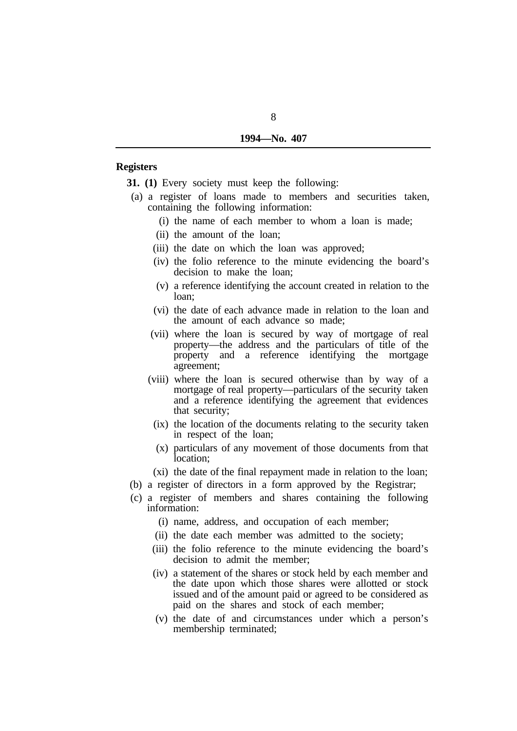**Registers**

**31. (1)** Every society must keep the following:

(a) a register of loans made to members and securities taken, containing the following information:

- (i) the name of each member to whom a loan is made;
- (ii) the amount of the loan;
- (iii) the date on which the loan was approved;
- (iv) the folio reference to the minute evidencing the board's decision to make the loan;
- (v) a reference identifying the account created in relation to the loan;
- (vi) the date of each advance made in relation to the loan and the amount of each advance so made;
- (vii) where the loan is secured by way of mortgage of real property—the address and the particulars of title of the property and a reference identifying the mortgage agreement;
- (viii) where the loan is secured otherwise than by way of a mortgage of real property—particulars of the security taken and a reference identifying the agreement that evidences that security;
- (ix) the location of the documents relating to the security taken in respect of the loan;
- (x) particulars of any movement of those documents from that location;
- (xi) the date of the final repayment made in relation to the loan;

(b) a register of directors in a form approved by the Registrar;

(c) a register of members and shares containing the following information:

- (i) name, address, and occupation of each member;
- (ii) the date each member was admitted to the society;
- (iii) the folio reference to the minute evidencing the board's decision to admit the member;
- (iv) a statement of the shares or stock held by each member and the date upon which those shares were allotted or stock issued and of the amount paid or agreed to be considered as paid on the shares and stock of each member;
- (v) the date of and circumstances under which a person's membership terminated;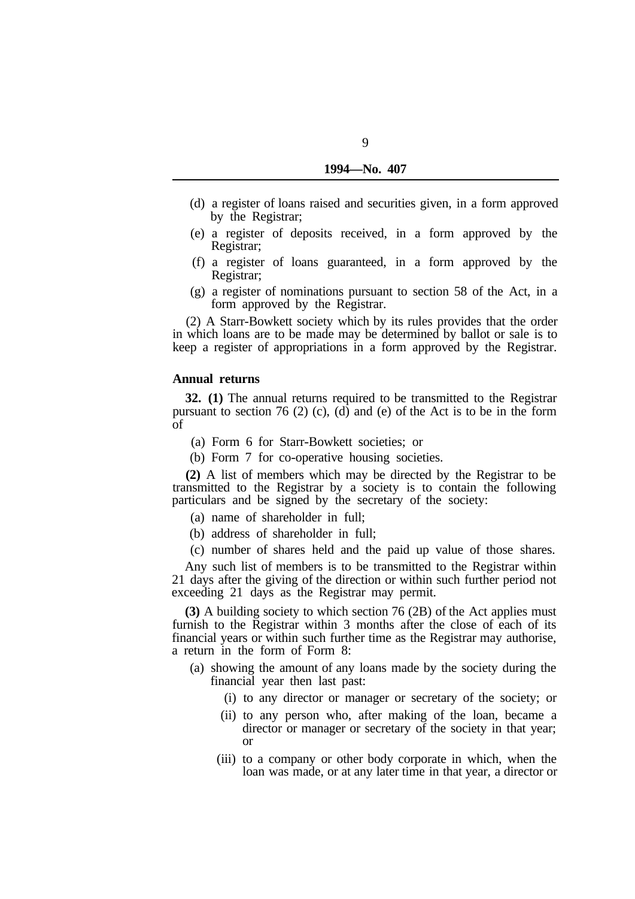(d) a register of loans raised and securities given, in a form approved by the Registrar;

(e) a register of deposits received, in a form approved by the Registrar;

(f) a register of loans guaranteed, in a form approved by the Registrar;

(g) a register of nominations pursuant to section 58 of the Act, in a form approved by the Registrar.

(2) A Starr-Bowkett society which by its rules provides that the order in which loans are to be made may be determined by ballot or sale is to keep a register of appropriations in a form approved by the Registrar.

**Annual returns**

**32. (1)** The annual returns required to be transmitted to the Registrar pursuant to section 76 (2) (c), (d) and (e) of the Act is to be in the form of

(a) Form 6 for Starr-Bowkett societies; or

(b) Form 7 for co-operative housing societies.

**(2)** A list of members which may be directed by the Registrar to be transmitted to the Registrar by a society is to contain the following particulars and be signed by the secretary of the society:

(a) name of shareholder in full;

(b) address of shareholder in full;

(c) number of shares held and the paid up value of those shares.

Any such list of members is to be transmitted to the Registrar within 21 days after the giving of the direction or within such further period not exceeding 21 days as the Registrar may permit.

**(3)** A building society to which section 76 (2B) of the Act applies must furnish to the Registrar within 3 months after the close of each of its financial years or within such further time as the Registrar may authorise, a return in the form of Form 8:

(a) showing the amount of any loans made by the society during the financial year then last past:

(i) to any director or manager or secretary of the society; or

(ii) to any person who, after making of the loan, became a director or manager or secretary of the society in that year; or

(iii) to a company or other body corporate in which, when the loan was made, or at any later time in that year, a director or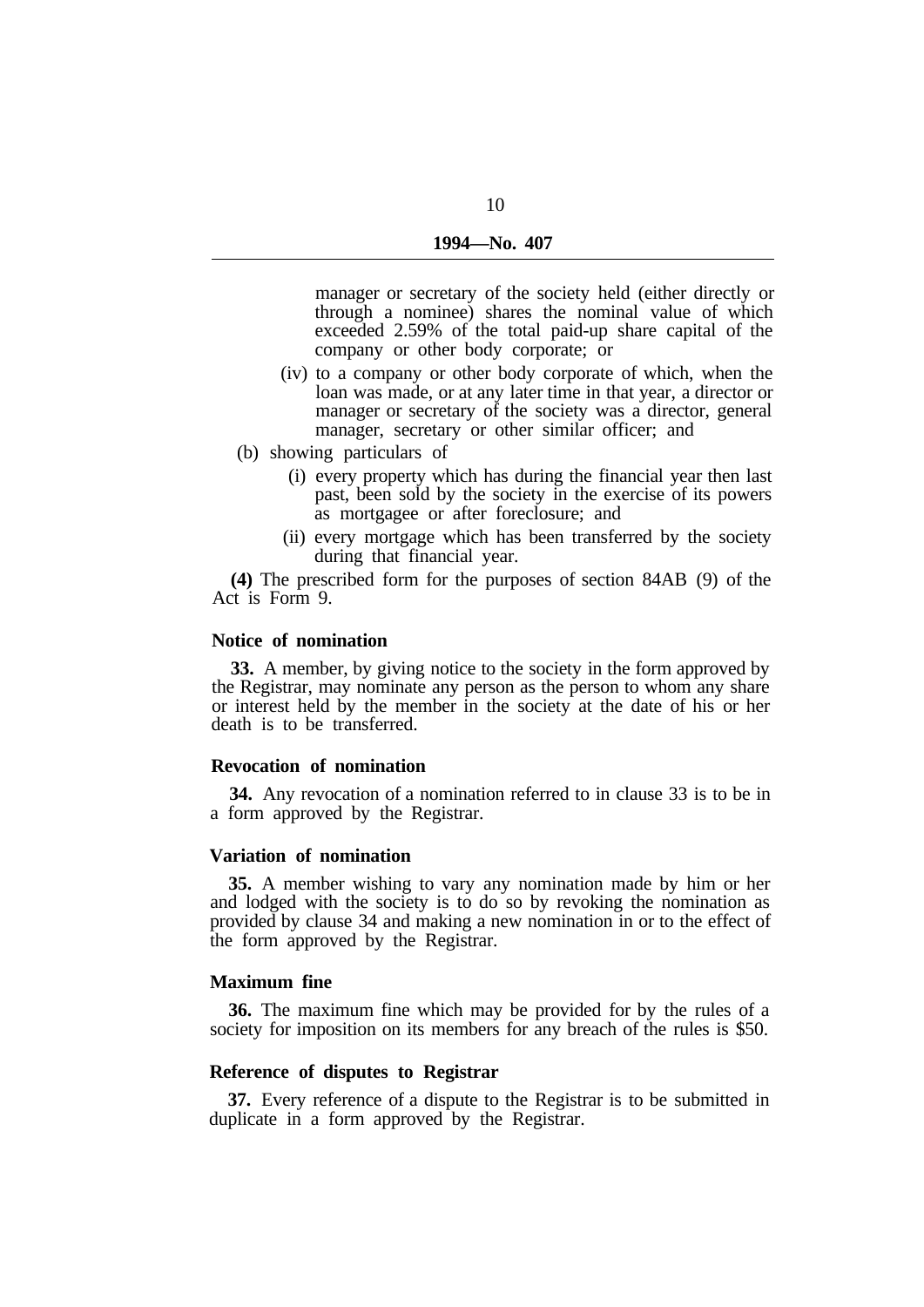manager or secretary of the society held (either directly or through a nominee) shares the nominal value of which exceeded 2.59% of the total paid-up share capital of the company or other body corporate; or

(iv) to a company or other body corporate of which, when the loan was made, or at any later time in that year, a director or manager or secretary of the society was a director, general manager, secretary or other similar officer; and

(b) showing particulars of

(i) every property which has during the financial year then last past, been sold by the society in the exercise of its powers as mortgagee or after foreclosure; and

(ii) every mortgage which has been transferred by the society during that financial year.

**(4)** The prescribed form for the purposes of section 84AB (9) of the Act is Form 9.

**Notice of nomination**

**33.** A member, by giving notice to the society in the form approved by the Registrar, may nominate any person as the person to whom any share or interest held by the member in the society at the date of his or her death is to be transferred.

**Revocation of nomination**

**34.** Any revocation of a nomination referred to in clause 33 is to be in a form approved by the Registrar.

**Variation of nomination**

**35.** A member wishing to vary any nomination made by him or her and lodged with the society is to do so by revoking the nomination as provided by clause 34 and making a new nomination in or to the effect of the form approved by the Registrar.

**Maximum fine**

**36.** The maximum fine which may be provided for by the rules of a society for imposition on its members for any breach of the rules is $50.

**Reference of disputes to Registrar**

**37.** Every reference of a dispute to the Registrar is to be submitted in duplicate in a form approved by the Registrar.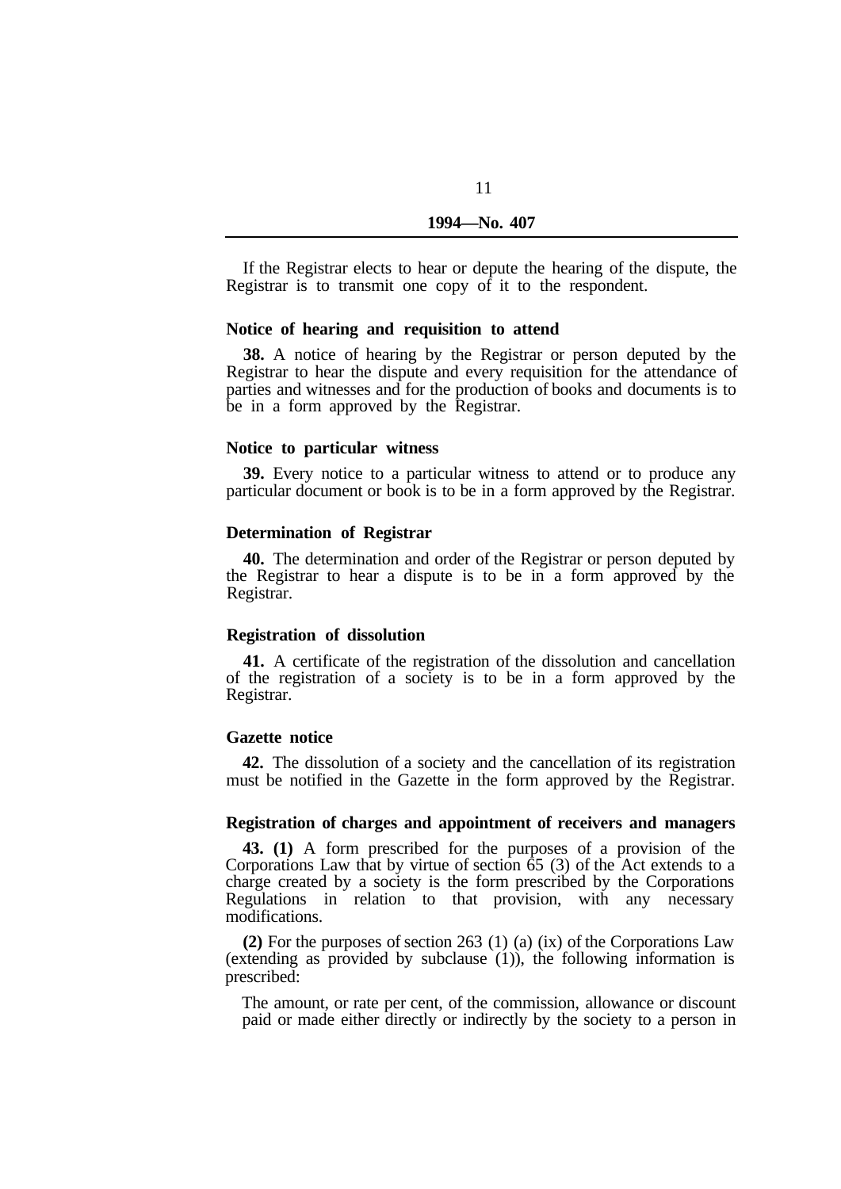If the Registrar elects to hear or depute the hearing of the dispute, the Registrar is to transmit one copy of it to the respondent.

### Notice of hearing and requisition to attend

**38.** A notice of hearing by the Registrar or person deputed by the Registrar to hear the dispute and every requisition for the attendance of parties and witnesses and for the production of books and documents is to be in a form approved by the Registrar.

### Notice to particular witness

**39.** Every notice to a particular witness to attend or to produce any particular document or book is to be in a form approved by the Registrar.

### Determination of Registrar

**40.** The determination and order of the Registrar or person deputed by the Registrar to hear a dispute is to be in a form approved by the Registrar.

### Registration of dissolution

**41.** A certificate of the registration of the dissolution and cancellation of the registration of a society is to be in a form approved by the Registrar.

### Gazette notice

**42.** The dissolution of a society and the cancellation of its registration must be notified in the Gazette in the form approved by the Registrar.

### Registration of charges and appointment of receivers and managers

**43. (1)** A form prescribed for the purposes of a provision of the Corporations Law that by virtue of section 65 (3) of the Act extends to a charge created by a society is the form prescribed by the Corporations Regulations in relation to that provision, with any necessary modifications.

**(2)** For the purposes of section 263 (1) (a) (ix) of the Corporations Law (extending as provided by subclause (1)), the following information is prescribed:

The amount, or rate per cent, of the commission, allowance or discount paid or made either directly or indirectly by the society to a person in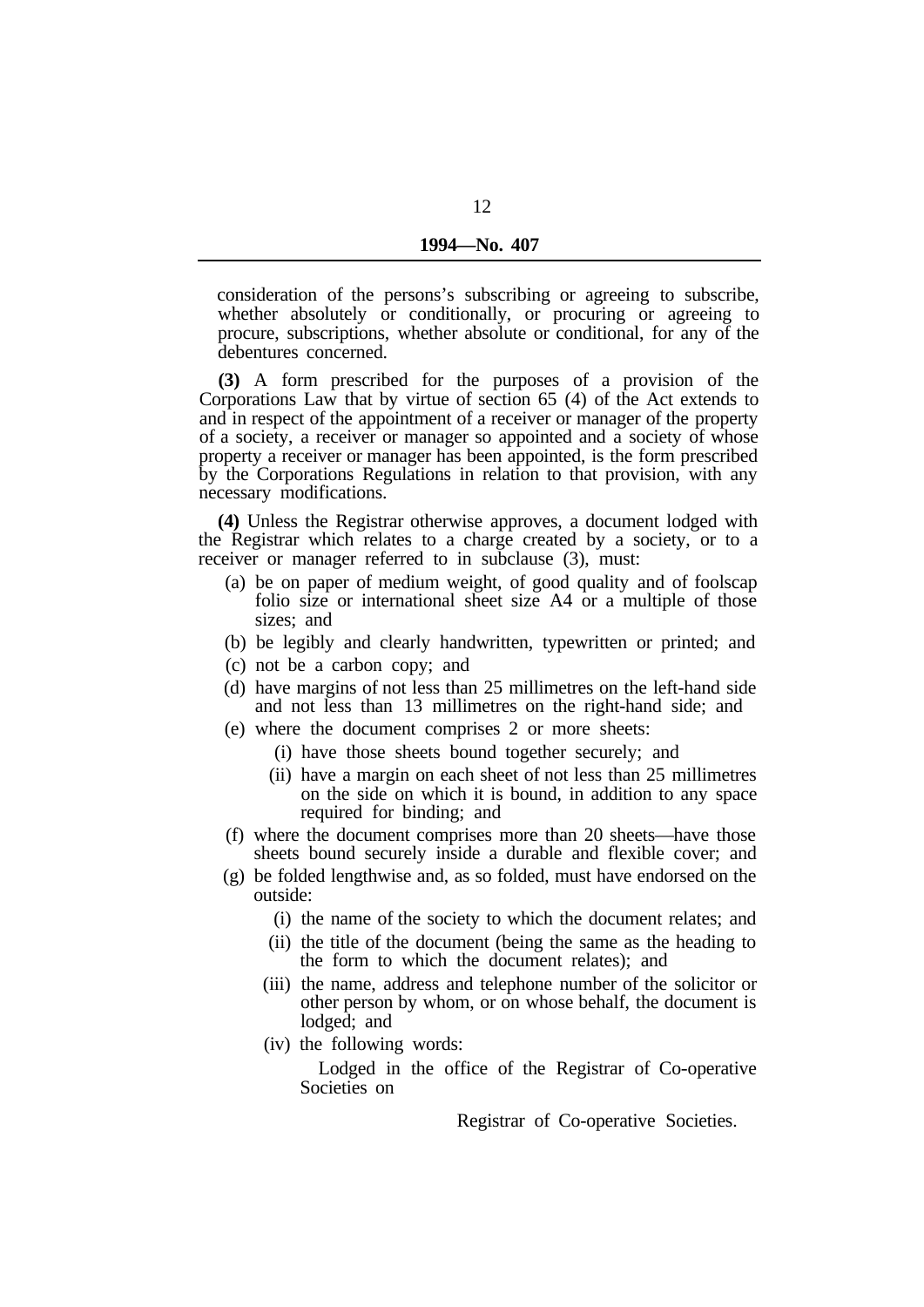consideration of the persons's subscribing or agreeing to subscribe, whether absolutely or conditionally, or procuring or agreeing to procure, subscriptions, whether absolute or conditional, for any of the debentures concerned.

**(3)** A form prescribed for the purposes of a provision of the Corporations Law that by virtue of section 65 (4) of the Act extends to and in respect of the appointment of a receiver or manager of the property of a society, a receiver or manager so appointed and a society of whose property a receiver or manager has been appointed, is the form prescribed by the Corporations Regulations in relation to that provision, with any necessary modifications.

**(4)** Unless the Registrar otherwise approves, a document lodged with the Registrar which relates to a charge created by a society, or to a receiver or manager referred to in subclause (3), must:

- (a) be on paper of medium weight, of good quality and of foolscap folio size or international sheet size A4 or a multiple of those sizes; and
- (b) be legibly and clearly handwritten, typewritten or printed; and
- (c) not be a carbon copy; and
- (d) have margins of not less than 25 millimetres on the left-hand side and not less than 13 millimetres on the right-hand side; and
- (e) where the document comprises 2 or more sheets:
  - (i) have those sheets bound together securely; and
  - (ii) have a margin on each sheet of not less than 25 millimetres on the side on which it is bound, in addition to any space required for binding; and
- (f) where the document comprises more than 20 sheets—have those sheets bound securely inside a durable and flexible cover; and
- (g) be folded lengthwise and, as so folded, must have endorsed on the outside:
  - (i) the name of the society to which the document relates; and
  - (ii) the title of the document (being the same as the heading to the form to which the document relates); and
  - (iii) the name, address and telephone number of the solicitor or other person by whom, or on whose behalf, the document is lodged; and
  - (iv) the following words:

    Lodged in the office of the Registrar of Co-operative Societies on

    Registrar of Co-operative Societies.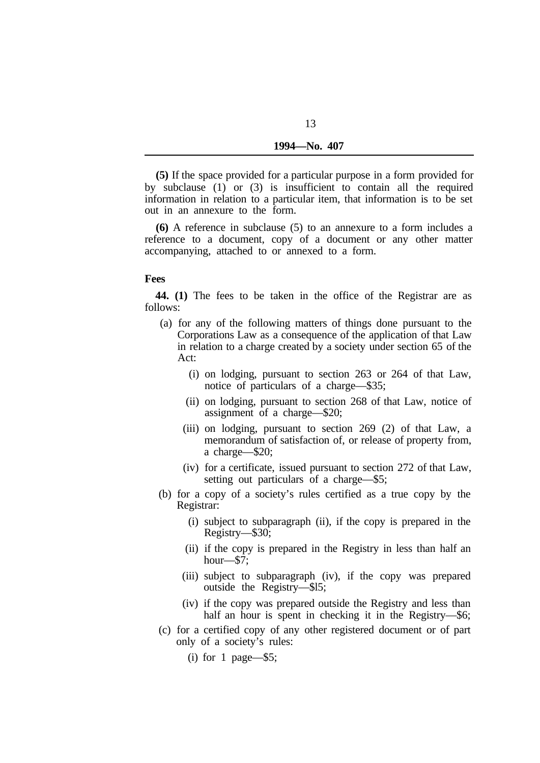**(5)** If the space provided for a particular purpose in a form provided for by subclause (1) or (3) is insufficient to contain all the required information in relation to a particular item, that information is to be set out in an annexure to the form.

**(6)** A reference in subclause (5) to an annexure to a form includes a reference to a document, copy of a document or any other matter accompanying, attached to or annexed to a form.

**Fees**

**44. (1)** The fees to be taken in the office of the Registrar are as follows:

- (a) for any of the following matters of things done pursuant to the Corporations Law as a consequence of the application of that Law in relation to a charge created by a society under section 65 of the Act:
  - (i) on lodging, pursuant to section 263 or 264 of that Law, notice of particulars of a charge—$35;
  - (ii) on lodging, pursuant to section 268 of that Law, notice of assignment of a charge—$20;
  - (iii) on lodging, pursuant to section 269 (2) of that Law, a memorandum of satisfaction of, or release of property from, a charge—$20;
  - (iv) for a certificate, issued pursuant to section 272 of that Law, setting out particulars of a charge—$5;
- (b) for a copy of a society's rules certified as a true copy by the Registrar:
  - (i) subject to subparagraph (ii), if the copy is prepared in the Registry—$30;
  - (ii) if the copy is prepared in the Registry in less than half an hour—$7;
  - (iii) subject to subparagraph (iv), if the copy was prepared outside the Registry—$l5;
  - (iv) if the copy was prepared outside the Registry and less than half an hour is spent in checking it in the Registry—$6;
- (c) for a certified copy of any other registered document or of part only of a society's rules:
  - (i) for 1 page—$5;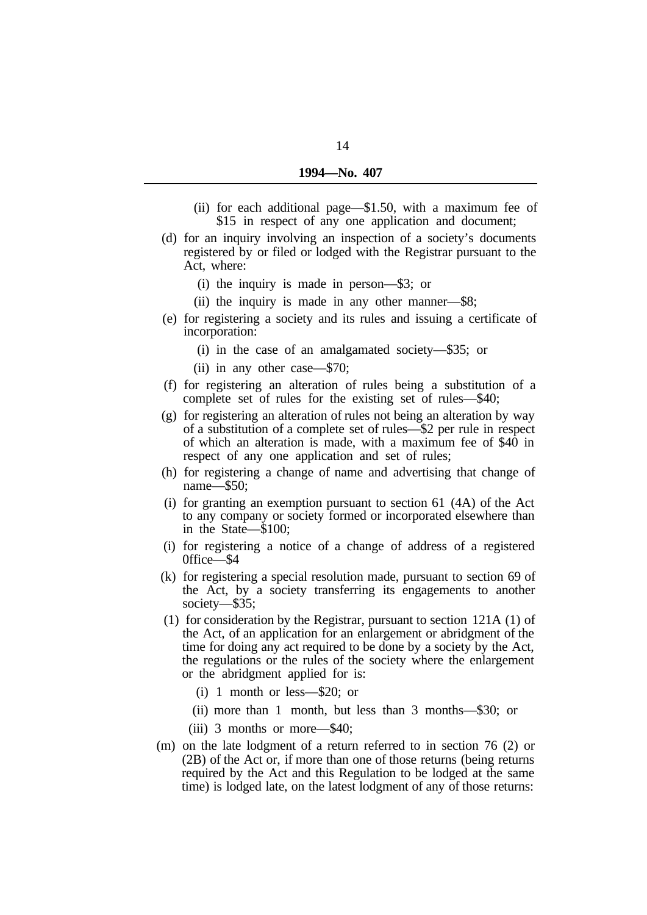(ii) for each additional page—$1.50, with a maximum fee of $15 in respect of any one application and document;

(d) for an inquiry involving an inspection of a society's documents registered by or filed or lodged with the Registrar pursuant to the Act, where:

(i) the inquiry is made in person—$3; or

(ii) the inquiry is made in any other manner—$8;

(e) for registering a society and its rules and issuing a certificate of incorporation:

(i) in the case of an amalgamated society—$35; or

(ii) in any other case—$70;

(f) for registering an alteration of rules being a substitution of a complete set of rules for the existing set of rules—$40;

(g) for registering an alteration of rules not being an alteration by way of a substitution of a complete set of rules—$2 per rule in respect of which an alteration is made, with a maximum fee of $40 in respect of any one application and set of rules;

(h) for registering a change of name and advertising that change of name—$50;

(i) for granting an exemption pursuant to section 61 (4A) of the Act to any company or society formed or incorporated elsewhere than in the State—$100;

(i) for registering a notice of a change of address of a registered 0ffice—$4

(k) for registering a special resolution made, pursuant to section 69 of the Act, by a society transferring its engagements to another society—$35;

(1) for consideration by the Registrar, pursuant to section 121A (1) of the Act, of an application for an enlargement or abridgment of the time for doing any act required to be done by a society by the Act, the regulations or the rules of the society where the enlargement or the abridgment applied for is:

(i) 1 month or less—$20; or

(ii) more than 1 month, but less than 3 months—$30; or

(iii) 3 months or more—$40;

(m) on the late lodgment of a return referred to in section 76 (2) or (2B) of the Act or, if more than one of those returns (being returns required by the Act and this Regulation to be lodged at the same time) is lodged late, on the latest lodgment of any of those returns: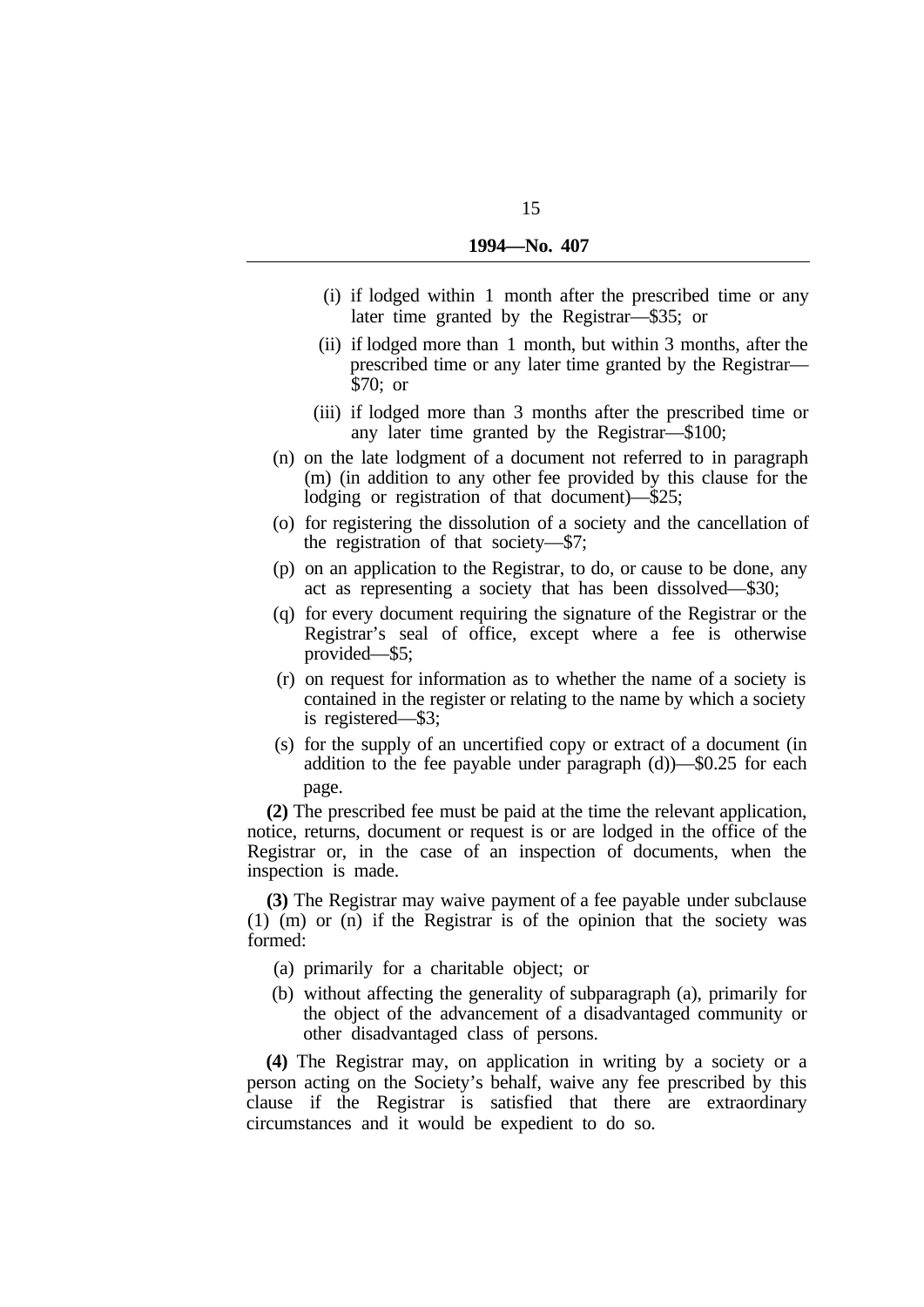(i) if lodged within 1 month after the prescribed time or any later time granted by the Registrar—$35; or

(ii) if lodged more than 1 month, but within 3 months, after the prescribed time or any later time granted by the Registrar—$70; or

(iii) if lodged more than 3 months after the prescribed time or any later time granted by the Registrar—$100;

(n) on the late lodgment of a document not referred to in paragraph (m) (in addition to any other fee provided by this clause for the lodging or registration of that document)—$25;

(o) for registering the dissolution of a society and the cancellation of the registration of that society—$7;

(p) on an application to the Registrar, to do, or cause to be done, any act as representing a society that has been dissolved—$30;

(q) for every document requiring the signature of the Registrar or the Registrar's seal of office, except where a fee is otherwise provided—$5;

(r) on request for information as to whether the name of a society is contained in the register or relating to the name by which a society is registered—$3;

(s) for the supply of an uncertified copy or extract of a document (in addition to the fee payable under paragraph (d))—$0.25 for each page.

**(2)** The prescribed fee must be paid at the time the relevant application, notice, returns, document or request is or are lodged in the office of the Registrar or, in the case of an inspection of documents, when the inspection is made.

**(3)** The Registrar may waive payment of a fee payable under subclause (1) (m) or (n) if the Registrar is of the opinion that the society was formed:

(a) primarily for a charitable object; or

(b) without affecting the generality of subparagraph (a), primarily for the object of the advancement of a disadvantaged community or other disadvantaged class of persons.

**(4)** The Registrar may, on application in writing by a society or a person acting on the Society's behalf, waive any fee prescribed by this clause if the Registrar is satisfied that there are extraordinary circumstances and it would be expedient to do so.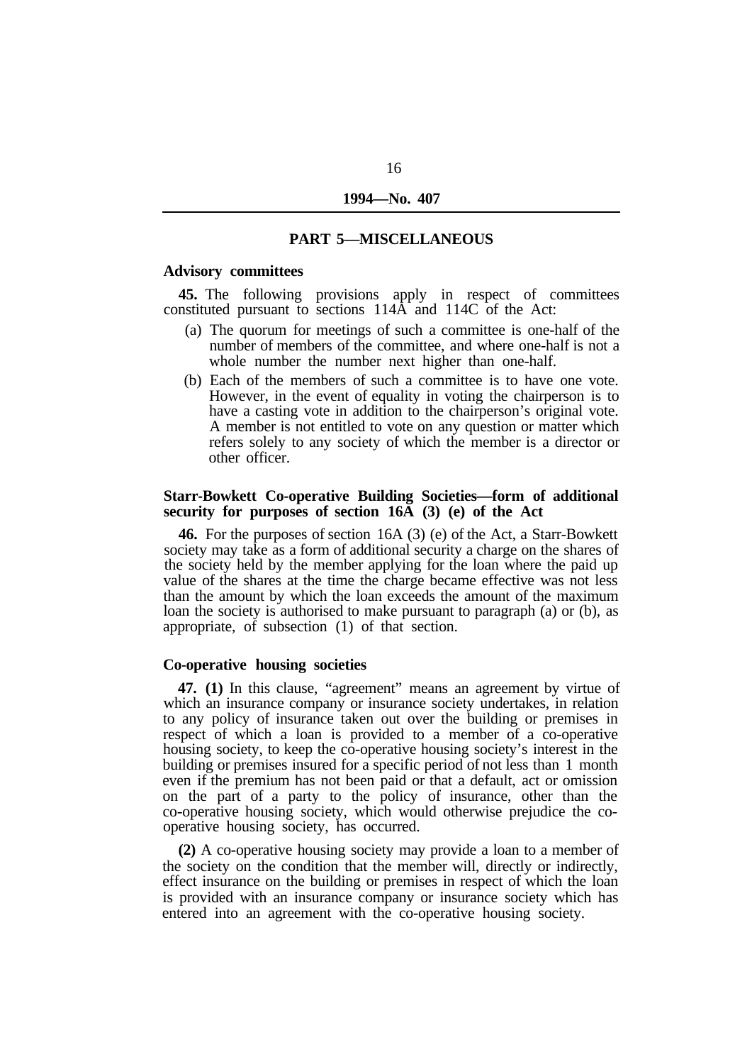## PART 5—MISCELLANEOUS

**Advisory committees**

**45.** The following provisions apply in respect of committees constituted pursuant to sections 114A and 114C of the Act:

(a) The quorum for meetings of such a committee is one-half of the number of members of the committee, and where one-half is not a whole number the number next higher than one-half.

(b) Each of the members of such a committee is to have one vote. However, in the event of equality in voting the chairperson is to have a casting vote in addition to the chairperson's original vote. A member is not entitled to vote on any question or matter which refers solely to any society of which the member is a director or other officer.

**Starr-Bowkett Co-operative Building Societies—form of additional security for purposes of section 16A (3) (e) of the Act**

**46.** For the purposes of section 16A (3) (e) of the Act, a Starr-Bowkett society may take as a form of additional security a charge on the shares of the society held by the member applying for the loan where the paid up value of the shares at the time the charge became effective was not less than the amount by which the loan exceeds the amount of the maximum loan the society is authorised to make pursuant to paragraph (a) or (b), as appropriate, of subsection (1) of that section.

**Co-operative housing societies**

**47. (1)** In this clause, "agreement" means an agreement by virtue of which an insurance company or insurance society undertakes, in relation to any policy of insurance taken out over the building or premises in respect of which a loan is provided to a member of a co-operative housing society, to keep the co-operative housing society's interest in the building or premises insured for a specific period of not less than 1 month even if the premium has not been paid or that a default, act or omission on the part of a party to the policy of insurance, other than the co-operative housing society, which would otherwise prejudice the co-operative housing society, has occurred.

**(2)** A co-operative housing society may provide a loan to a member of the society on the condition that the member will, directly or indirectly, effect insurance on the building or premises in respect of which the loan is provided with an insurance company or insurance society which has entered into an agreement with the co-operative housing society.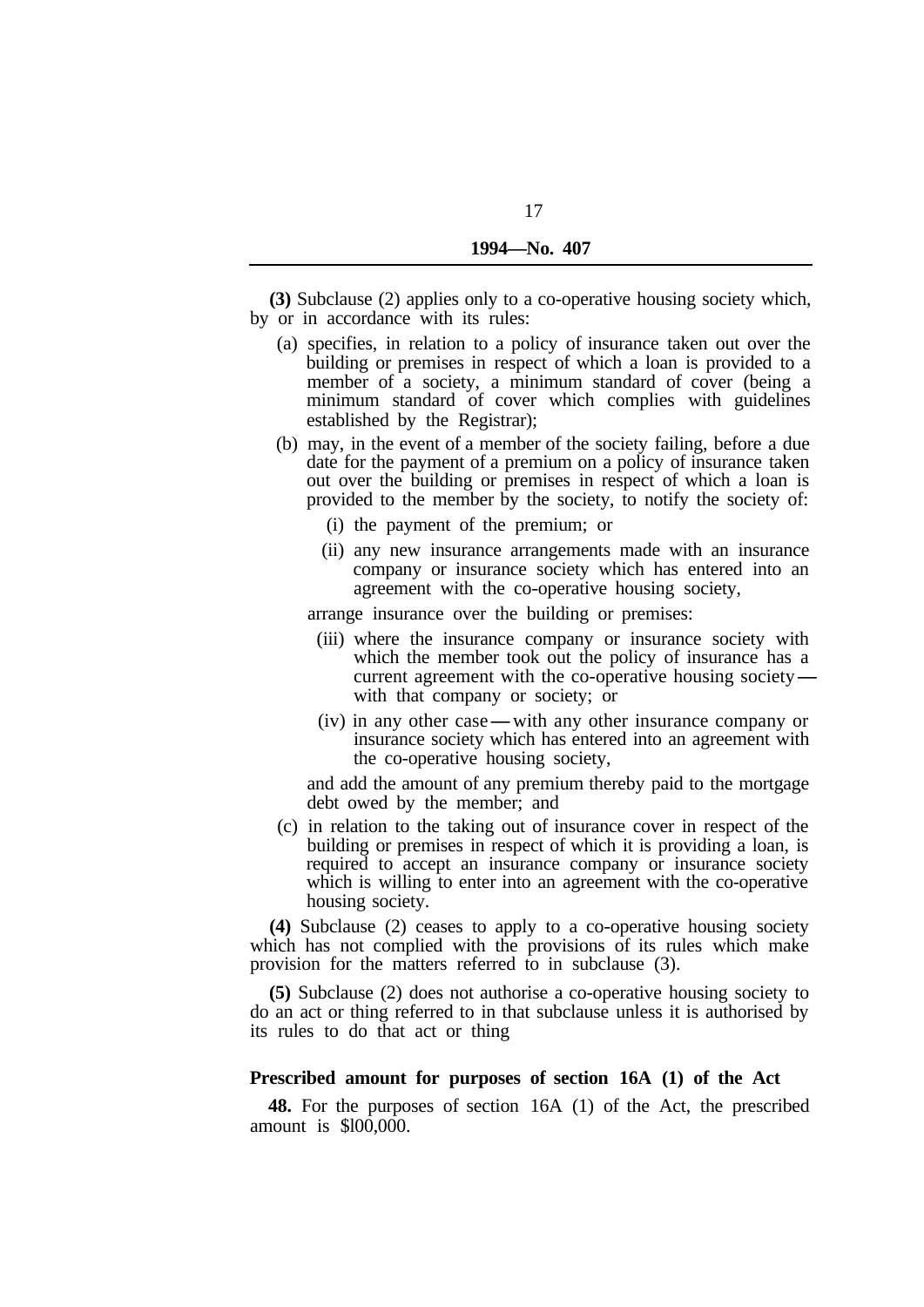**(3)** Subclause (2) applies only to a co-operative housing society which, by or in accordance with its rules:

(a) specifies, in relation to a policy of insurance taken out over the building or premises in respect of which a loan is provided to a member of a society, a minimum standard of cover (being a minimum standard of cover which complies with guidelines established by the Registrar);

(b) may, in the event of a member of the society failing, before a due date for the payment of a premium on a policy of insurance taken out over the building or premises in respect of which a loan is provided to the member by the society, to notify the society of:

   (i) the payment of the premium; or

   (ii) any new insurance arrangements made with an insurance company or insurance society which has entered into an agreement with the co-operative housing society,

   arrange insurance over the building or premises:

   (iii) where the insurance company or insurance society with which the member took out the policy of insurance has a current agreement with the co-operative housing society — with that company or society; or

   (iv) in any other case — with any other insurance company or insurance society which has entered into an agreement with the co-operative housing society,

   and add the amount of any premium thereby paid to the mortgage debt owed by the member; and

(c) in relation to the taking out of insurance cover in respect of the building or premises in respect of which it is providing a loan, is required to accept an insurance company or insurance society which is willing to enter into an agreement with the co-operative housing society.

**(4)** Subclause (2) ceases to apply to a co-operative housing society which has not complied with the provisions of its rules which make provision for the matters referred to in subclause (3).

**(5)** Subclause (2) does not authorise a co-operative housing society to do an act or thing referred to in that subclause unless it is authorised by its rules to do that act or thing

**Prescribed amount for purposes of section 16A (1) of the Act**

**48.** For the purposes of section 16A (1) of the Act, the prescribed amount is $100,000.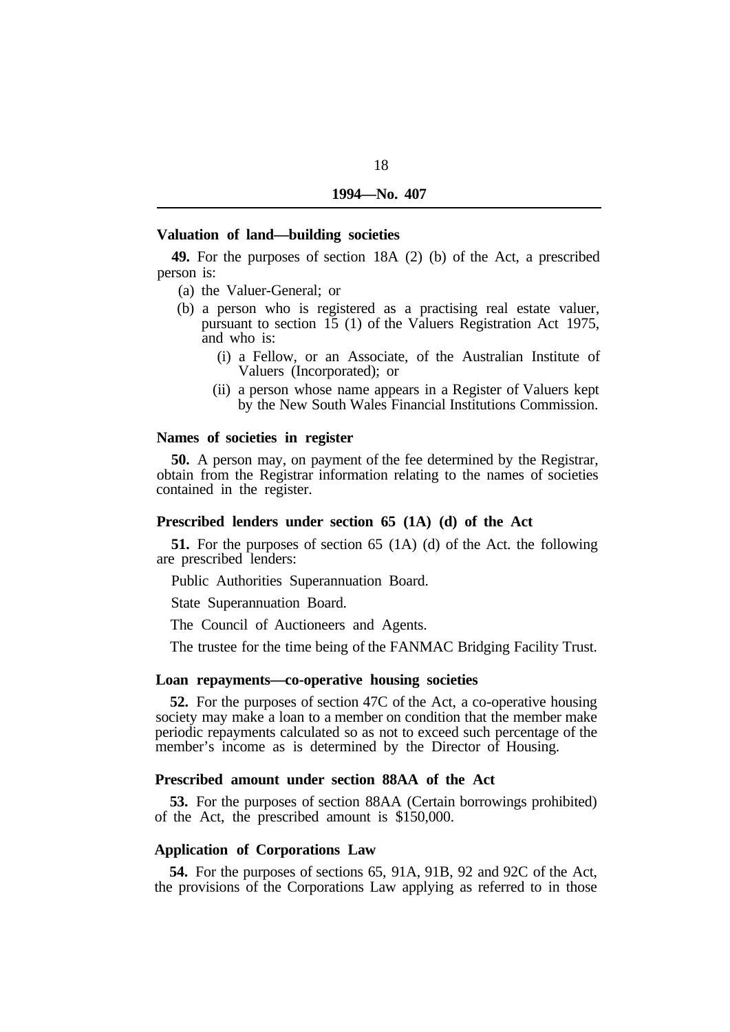**Valuation of land—building societies**

**49.** For the purposes of section 18A (2) (b) of the Act, a prescribed person is:

(a) the Valuer-General; or

(b) a person who is registered as a practising real estate valuer, pursuant to section 15 (1) of the Valuers Registration Act 1975, and who is:

  (i) a Fellow, or an Associate, of the Australian Institute of Valuers (Incorporated); or

  (ii) a person whose name appears in a Register of Valuers kept by the New South Wales Financial Institutions Commission.

**Names of societies in register**

**50.** A person may, on payment of the fee determined by the Registrar, obtain from the Registrar information relating to the names of societies contained in the register.

**Prescribed lenders under section 65 (1A) (d) of the Act**

**51.** For the purposes of section 65 (1A) (d) of the Act. the following are prescribed lenders:

Public Authorities Superannuation Board.

State Superannuation Board.

The Council of Auctioneers and Agents.

The trustee for the time being of the FANMAC Bridging Facility Trust.

**Loan repayments—co-operative housing societies**

**52.** For the purposes of section 47C of the Act, a co-operative housing society may make a loan to a member on condition that the member make periodic repayments calculated so as not to exceed such percentage of the member's income as is determined by the Director of Housing.

**Prescribed amount under section 88AA of the Act**

**53.** For the purposes of section 88AA (Certain borrowings prohibited) of the Act, the prescribed amount is $150,000.

**Application of Corporations Law**

**54.** For the purposes of sections 65, 91A, 91B, 92 and 92C of the Act, the provisions of the Corporations Law applying as referred to in those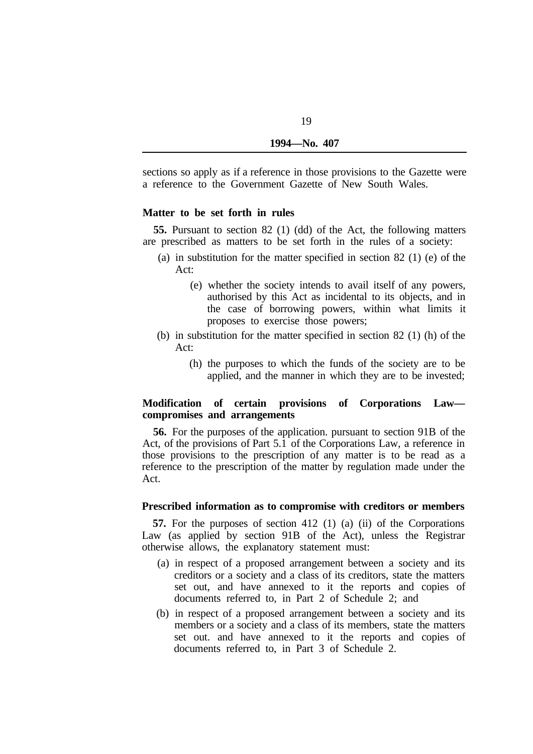sections so apply as if a reference in those provisions to the Gazette were a reference to the Government Gazette of New South Wales.

### Matter to be set forth in rules

**55.** Pursuant to section 82 (1) (dd) of the Act, the following matters are prescribed as matters to be set forth in the rules of a society:

- (a) in substitution for the matter specified in section 82 (1) (e) of the Act:
  - (e) whether the society intends to avail itself of any powers, authorised by this Act as incidental to its objects, and in the case of borrowing powers, within what limits it proposes to exercise those powers;
- (b) in substitution for the matter specified in section 82 (1) (h) of the Act:
  - (h) the purposes to which the funds of the society are to be applied, and the manner in which they are to be invested;

### Modification of certain provisions of Corporations Law—compromises and arrangements

**56.** For the purposes of the application. pursuant to section 91B of the Act, of the provisions of Part 5.1 of the Corporations Law, a reference in those provisions to the prescription of any matter is to be read as a reference to the prescription of the matter by regulation made under the Act.

### Prescribed information as to compromise with creditors or members

**57.** For the purposes of section 412 (1) (a) (ii) of the Corporations Law (as applied by section 91B of the Act), unless the Registrar otherwise allows, the explanatory statement must:

- (a) in respect of a proposed arrangement between a society and its creditors or a society and a class of its creditors, state the matters set out, and have annexed to it the reports and copies of documents referred to, in Part 2 of Schedule 2; and
- (b) in respect of a proposed arrangement between a society and its members or a society and a class of its members, state the matters set out. and have annexed to it the reports and copies of documents referred to, in Part 3 of Schedule 2.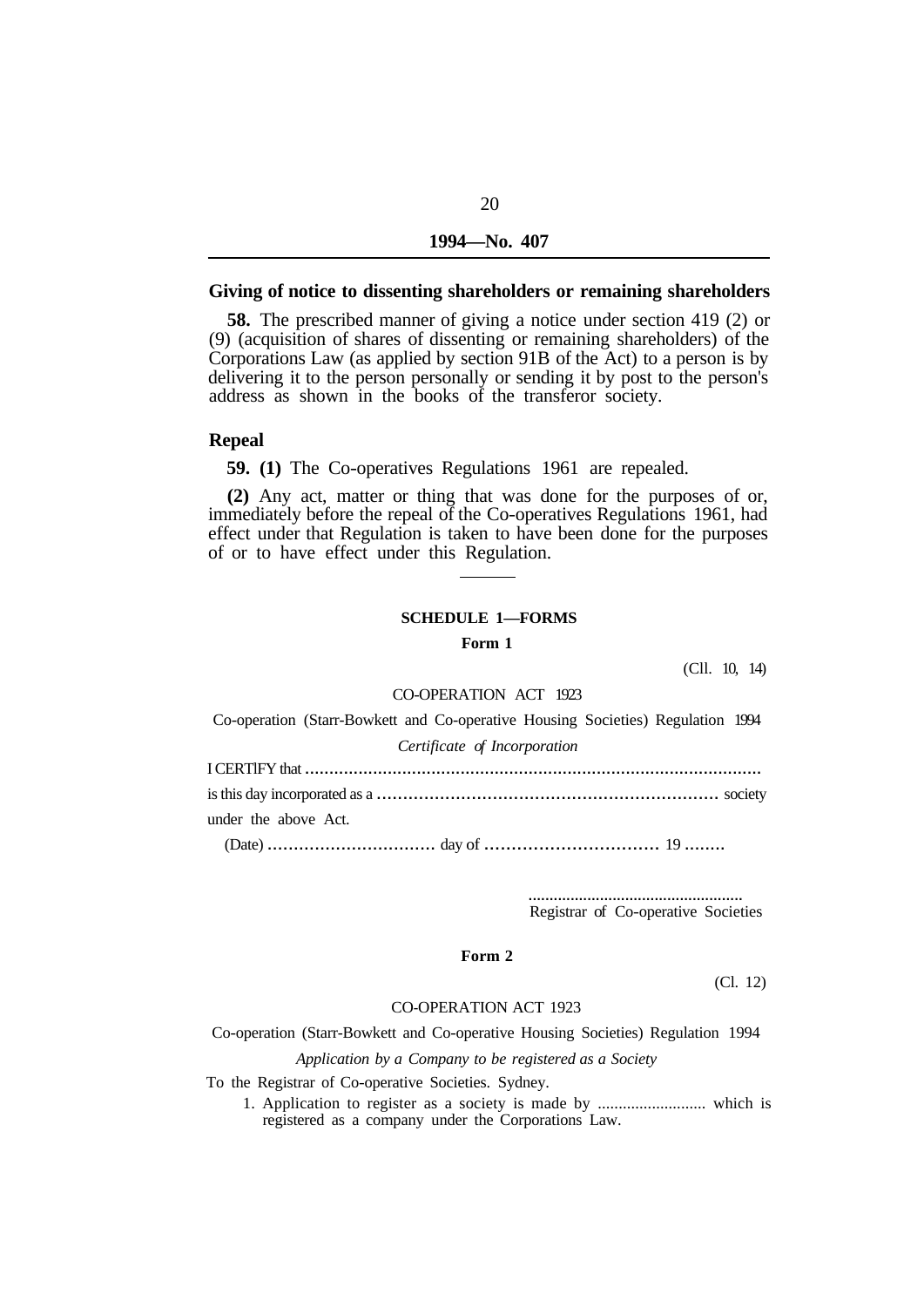**Giving of notice to dissenting shareholders or remaining shareholders**

**58.** The prescribed manner of giving a notice under section 419 (2) or (9) (acquisition of shares of dissenting or remaining shareholders) of the Corporations Law (as applied by section 91B of the Act) to a person is by delivering it to the person personally or sending it by post to the person's address as shown in the books of the transferor society.

**Repeal**

**59. (1)** The Co-operatives Regulations 1961 are repealed.

**(2)** Any act, matter or thing that was done for the purposes of or, immediately before the repeal of the Co-operatives Regulations 1961, had effect under that Regulation is taken to have been done for the purposes of or to have effect under this Regulation.

---

## SCHEDULE 1—FORMS

### Form 1

(Cll. 10, 14)

CO-OPERATION ACT 1923

Co-operation (Starr-Bowkett and Co-operative Housing Societies) Regulation 1994

*Certificate of Incorporation*

I CERTIFY that ..........................................................................................

is this day incorporated as a ................................................................ society

under the above Act.

(Date) ............................... day of ............................... 19 ........

..................................................
Registrar of Co-operative Societies

### Form 2

(Cl. 12)

CO-OPERATION ACT 1923

Co-operation (Starr-Bowkett and Co-operative Housing Societies) Regulation 1994

*Application by a Company to be registered as a Society*

To the Registrar of Co-operative Societies. Sydney.

1. Application to register as a society is made by .......................... which is registered as a company under the Corporations Law.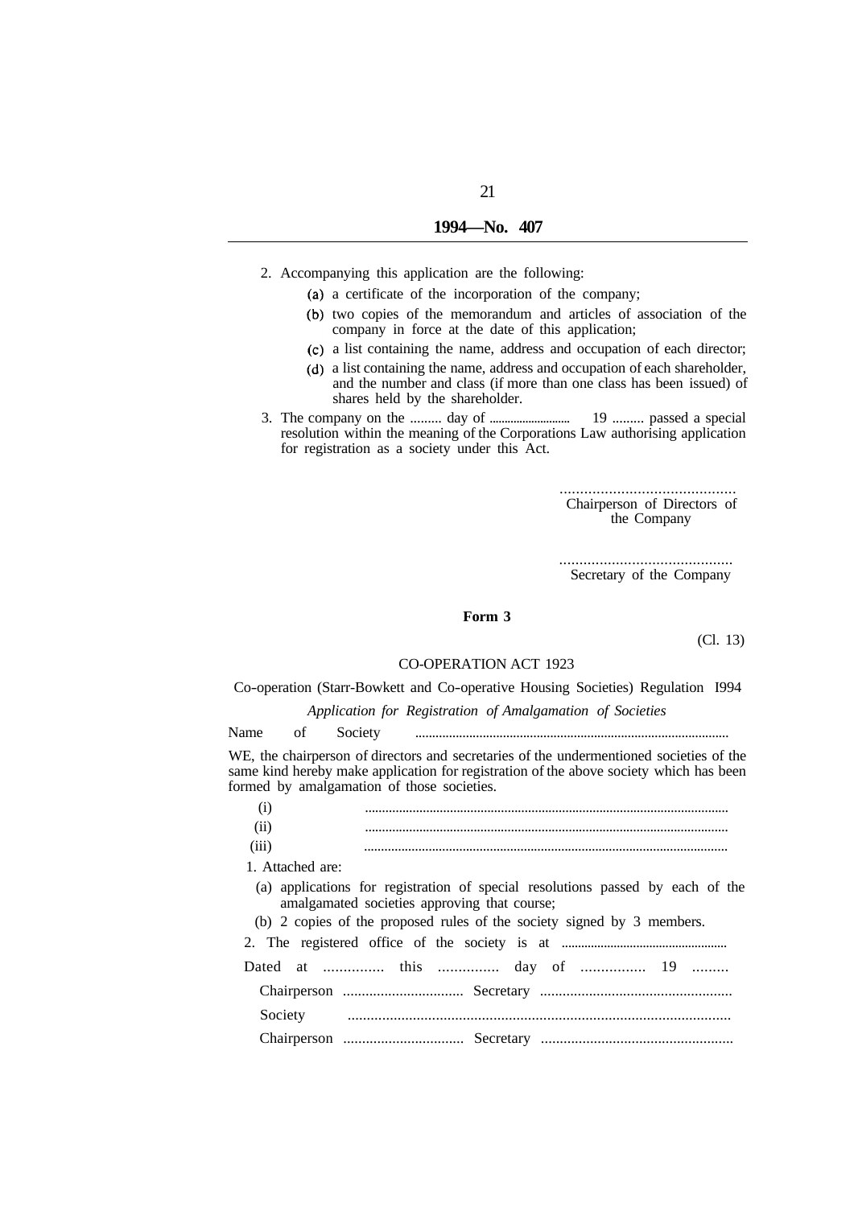2. Accompanying this application are the following:

(a) a certificate of the incorporation of the company;

(b) two copies of the memorandum and articles of association of the company in force at the date of this application;

(c) a list containing the name, address and occupation of each director;

(d) a list containing the name, address and occupation of each shareholder, and the number and class (if more than one class has been issued) of shares held by the shareholder.

3. The company on the ......... day of .......................... 19 ......... passed a special resolution within the meaning of the Corporations Law authorising application for registration as a society under this Act.

...........................................
Chairperson of Directors of the Company

...........................................
Secretary of the Company

**Form 3**

(Cl. 13)

CO-OPERATION ACT 1923

Co-operation (Starr-Bowkett and Co-operative Housing Societies) Regulation I994

*Application for Registration of Amalgamation of Societies*

Name of Society ............................................................................................

WE, the chairperson of directors and secretaries of the undermentioned societies of the same kind hereby make application for registration of the above society which has been formed by amalgamation of those societies.

(i) ..........................................................................................................

(ii) ..........................................................................................................

(iii) ..........................................................................................................

1. Attached are:

(a) applications for registration of special resolutions passed by each of the amalgamated societies approving that course;

(b) 2 copies of the proposed rules of the society signed by 3 members.

2. The registered office of the society is at .................................................

Dated at ............... this ............... day of ................ 19 .........

Chairperson ................................ Secretary ..................................................

Society ...................................................................................................

Chairperson ................................ Secretary ..................................................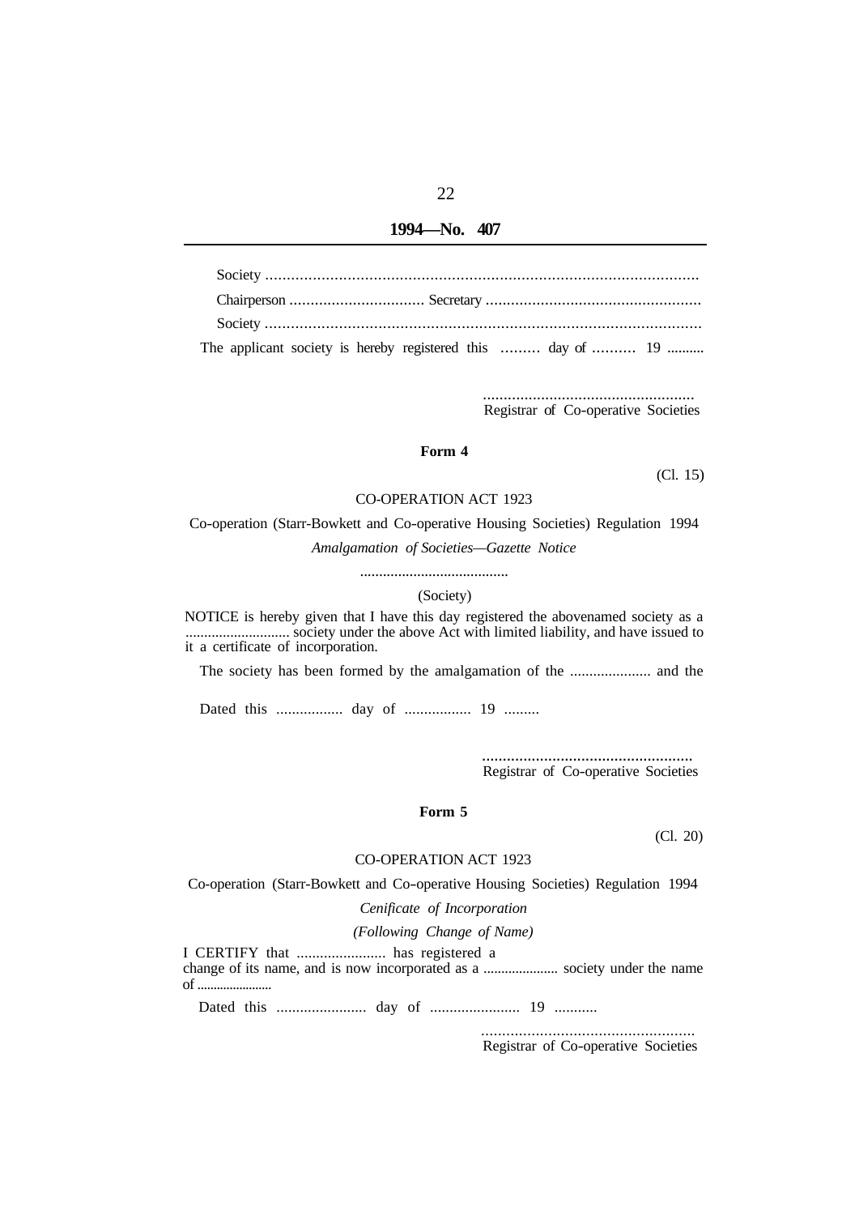Society ....................................................................................................

Chairperson ................................ Secretary ..................................................

Society ....................................................................................................

The applicant society is hereby registered this ......... day of .......... 19 ..........

...................................................
Registrar of Co-operative Societies

**Form 4**

(Cl. 15)

CO-OPERATION ACT 1923

Co-operation (Starr-Bowkett and Co-operative Housing Societies) Regulation 1994

*Amalgamation of Societies—Gazette Notice*

........................................

(Society)

NOTICE is hereby given that I have this day registered the abovenamed society as a ............................ society under the above Act with limited liability, and have issued to it a certificate of incorporation.

The society has been formed by the amalgamation of the ..................... and the

Dated this ................. day of ................. 19 .........

...................................................
Registrar of Co-operative Societies

**Form 5**

(Cl. 20)

CO-OPERATION ACT 1923

Co-operation (Starr-Bowkett and Co-operative Housing Societies) Regulation 1994

*Cenificate of Incorporation*

*(Following Change of Name)*

I CERTIFY that ....................... has registered a change of its name, and is now incorporated as a ..................... society under the name of .......................

Dated this ....................... day of ....................... 19 ...........

...................................................
Registrar of Co-operative Societies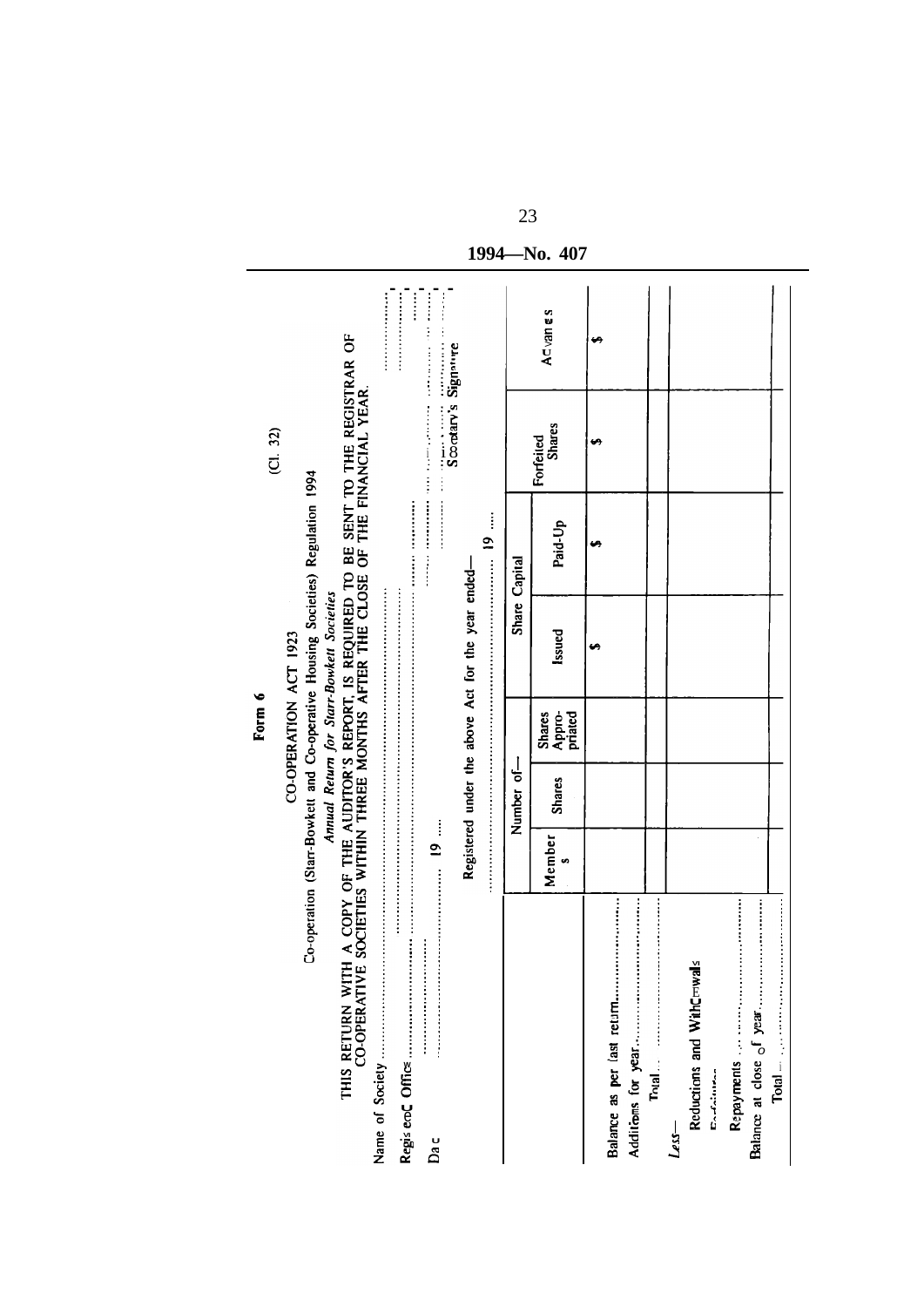1994—No. 407

**Form 6**

(Cl. 32)

CO-OPERATION ACT 1923

Co-operation (Starr-Bowkett and Co-operative Housing Societies) Regulation 1994

*Annual Return for Starr-Bowkett Societies*

THIS RETURN WITH A COPY OF THE AUDITOR'S REPORT, IS REQUIRED TO BE SENT TO THE REGISTRAR OF CO-OPERATIVE SOCIETIES WITHIN THREE MONTHS AFTER THE CLOSE OF THE FINANCIAL YEAR.

Name of Society ..........................................................................................

Registered Office ..........................................................................................

..........................................................................................

Date .................................... 19 ....

..........................................................................................

Secretary's Signature

Registered under the above Act for the year ended—

.................................................................. 19 ....

| | Number of— | | | Share Capital | | Forfeited Shares | Advances |
|---|---|---|---|---|---|---|---|
| | Members | Shares | Shares Appropriated | Issued | Paid-Up | | |
| Balance as per last return.................... | | | | $ | $ | $ | $ |
| Additions for year.................... | | | | | | | |
| Total.................... | | | | | | | |
| *Less*— | | | | | | | |
| Reductions and Withdrawals | | | | | | | |
| Forfeitures | | | | | | | |
| Repayments .................... | | | | | | | |
| Balance at close of year.................... | | | | | | | |
| Total.................... | | | | | | | |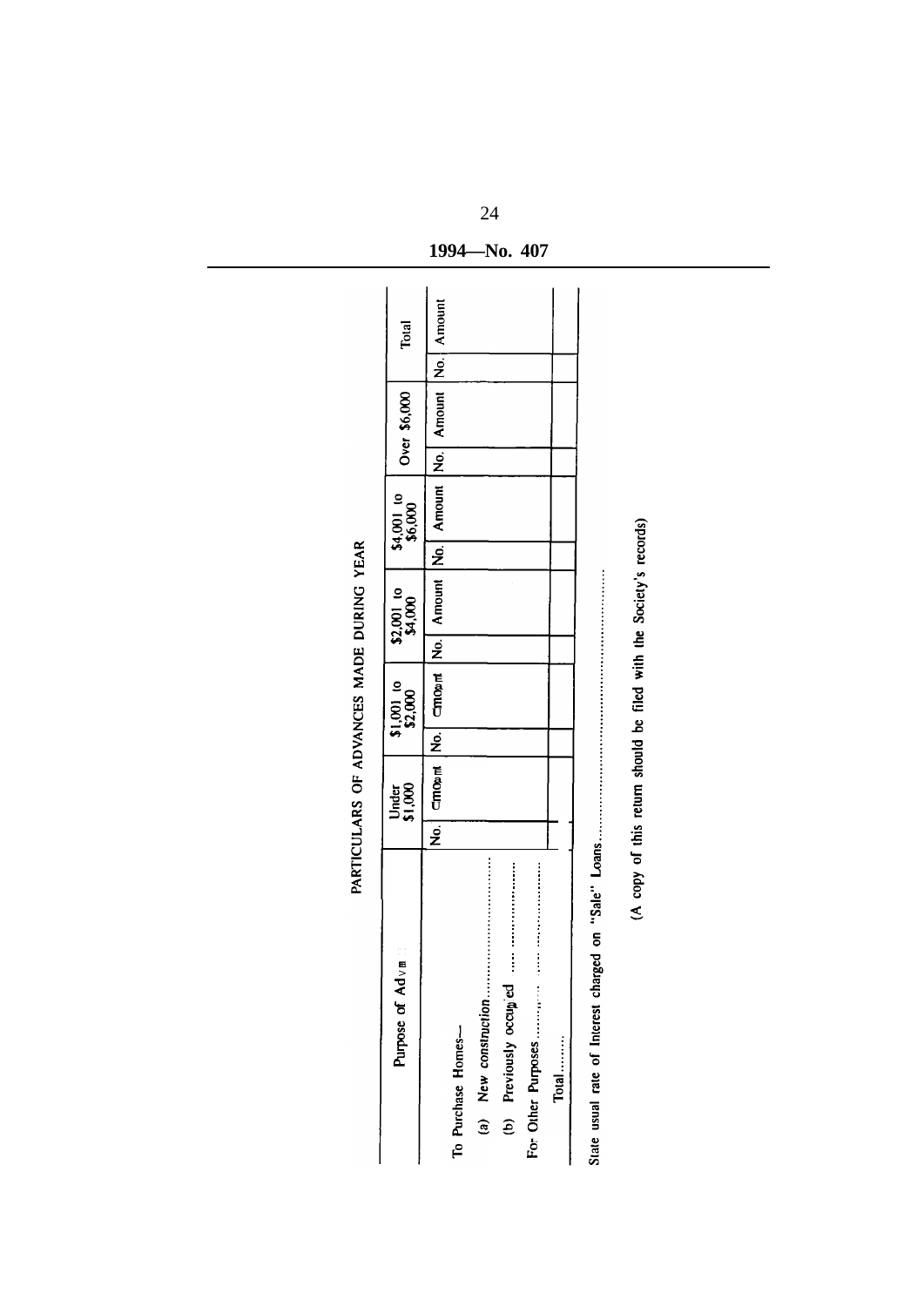1994—No. 407

## PARTICULARS OF ADVANCES MADE DURING YEAR

| Purpose of Advance | Under $1,000 | | $1,001 to $2,000 | | $2,001 to $4,000 | | $4,001 to $6,000 | | Over $6,000 | | Total | |
|---|---|---|---|---|---|---|---|---|---|---|---|---|
| | No. | Amount | No. | Amount | No. | Amount | No. | Amount | No. | Amount | No. | Amount |
| To Purchase Homes— | | | | | | | | | | | | |
| (a) New construction ............................ | | | | | | | | | | | | |
| (b) Previously occupied .... .................. | | | | | | | | | | | | |
| For Other Purposes .......... ..... ............... | | | | | | | | | | | | |
| Total......... | | | | | | | | | | | | |

State usual rate of Interest charged on "Sale" Loans...........................................................................

(A copy of this return should be filed with the Society's records)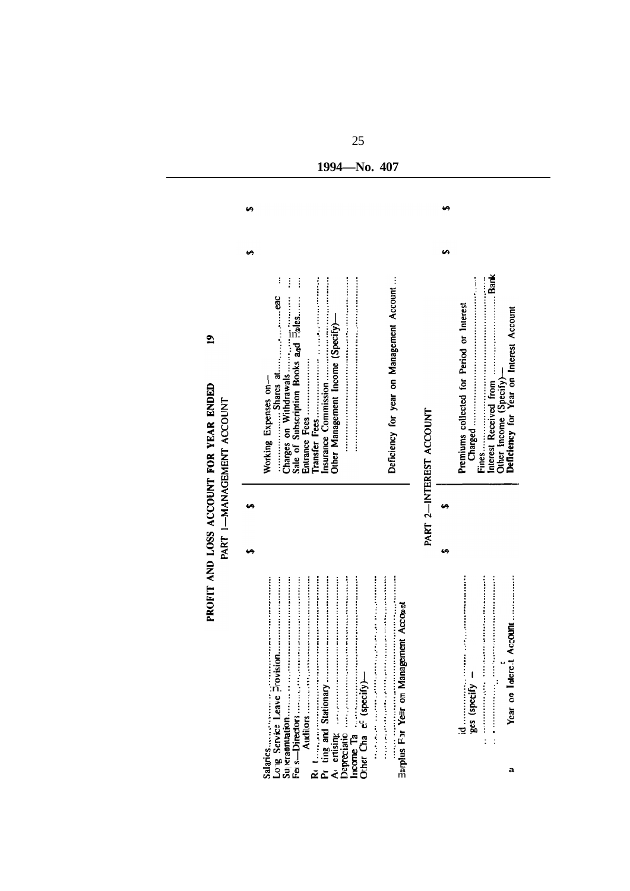1994—No. 407

## PROFIT AND LOSS ACCOUNT FOR YEAR ENDED 19

### PART 1—MANAGEMENT ACCOUNT

| | $ | $ | | $ | $ |
|---|---|---|---|---|---|
| Salaries .................................... | | | Working Expenses on— | | |
| Long Service Leave Provision .............. | | | ............ Shares at ............ each ... | | |
| Superannuation .............................. | | | Charges on Withdrawals ............ in ............ | | |
| Fees—Directors .............................. | | | Sale of Subscription Books and Rules ...... | | |
| Auditors .............................. | | | Entrance Fees .............................. | | |
| Rent .............................. | | | Transfer Fees .............................. | | |
| Printing and Stationary .............................. | | | Insurance Commission .............................. | | |
| Advertising .............................. | | | Other Management Income (Specify)— | | |
| Depreciation .............................. | | | .............................. | | |
| Income Tax .............................. | | | .............................. | | |
| Other Charges (specify)— | | | | | |
| .............................. | | | | | |
| .............................. | | | | | |
| Surplus For Year on Management Account | | | Deficiency for year on Management Account ... | | |

### PART 2—INTEREST ACCOUNT

| | $ | $ | | $ | $ |
|---|---|---|---|---|---|
| id .............................. | | | Premiums collected for Period or Interest Charged .............................. | | |
| ges (specify — | | | Fines .............................. | | |
| .............................. | | | Interest Received from .............................. Bank | | |
| .............................. | | | Other Income (Specify)— | | |
| Year on Interest Account .............................. | | | Deficiency for Year on Interest Account | | |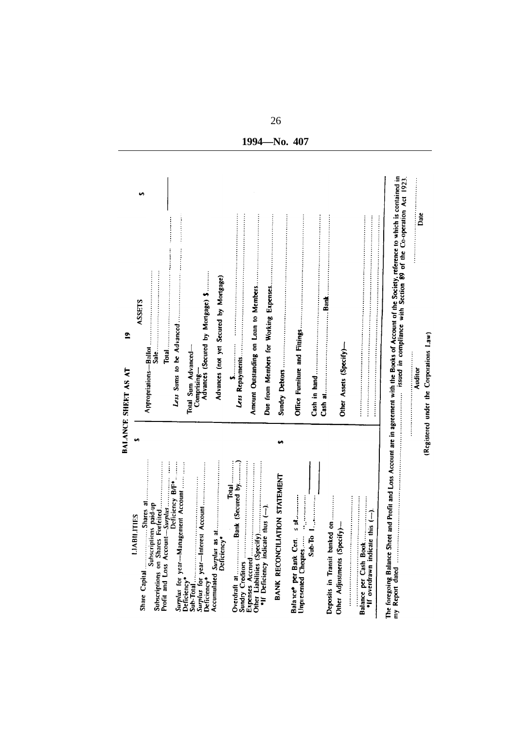1994—No. 407

## BALANCE SHEET AS AT 19

| LIABILITIES | $ | ASSETS | $ |
|---|---|---|---|
| Share Capital .............. Shares at .............. | | Appropriations—Ballot .............. | |
| Subscriptions paid-up | | Sale .............. | |
| Subscriptions on Shares Forfeited .............. | | Total .............. | |
| Profit and Loss Account—*Surplus* .............. | | *Less* Sums to be Advanced .............. | |
| Deficiency B/F* .............. | | | |
| *Surplus* for year—Management Account .............. | | Total Sum Advanced— | |
| Deficiency* | | Comprising— | |
| Sub-Total .............. | | Advances (Secured by Mortgage) $ .............. | |
| *Surplus* for year—Interest Account .............. | | Advances (not yet Secured by Mortgage) | |
| Deficiency* | | $ .............. | |
| Accumulated *Surplus* as at .............. | | *Less* Repayments .............. | |
| Deficiency* | | | |
| Total .............. | | Amount Outstanding on Loan to Members .............. | |
| Overdraft at .............. Bank (Secured by ..........) | | Due from Members for Working Expenses .............. | |
| Sundry Creditors .............. | | Sundry Debtors .............. | |
| Expenses Accrued .............. | | Office Furniture and Fittings .............. | |
| Other Liabilities (Specify) .............. | | Cash in hand .............. | |
| *If Deficiency indicate thus (—). | $ | Cash at .............. Bank .............. | |
| | | Other Assets (Specify)— | |
| | | .............. | |
| | | .............. | |

### BANK RECONCILIATION STATEMENT

| | $ |
|---|---|
| Balance* per Bank Cert. as at .............. | |
| Unpresented Cheques .............. | |
| Sub-Total .............. | |
| Deposits in Transit banked on .............. | |
| Other Adjustments (Specify)— | |
| .............. | |
| Balance per Cash Book .............. | |
| *If overdrawn indicate this (—). | |

The foregoing Balance Sheet and Profit and Loss Account are in agreement with the Books of Account of the Society, reference to which is contained in my Report dated .............. issued in compliance with Section 89 of the Co-operation Act 1923.

..............
Auditor
(Registered under the Corporations Law)

..............
Date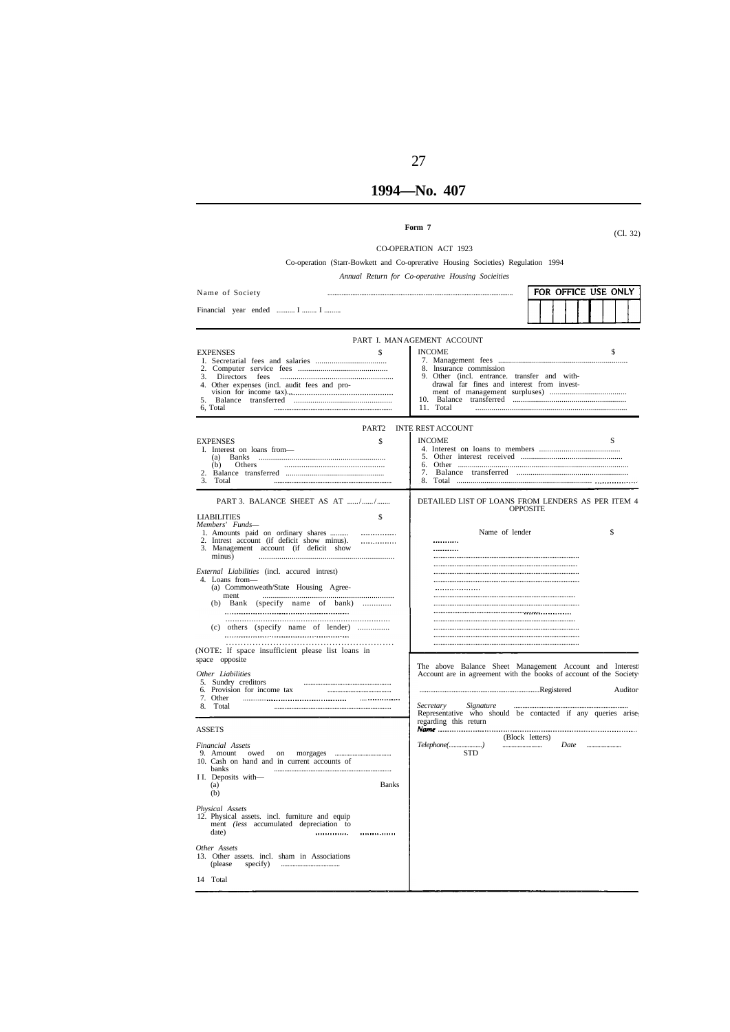# 1994—No. 407

**Form 7**

(Cl. 32)

CO-OPERATION ACT 1923

Co-operation (Starr-Bowkett and Co-oprerative Housing Societies) Regulation 1994

*Annual Return for Co-operative Housing Socieities*

Name of Society ..........................................................................................

Financial year ended .......... I ........ I .........

FOR OFFICE USE ONLY

## PART I. MANAGEMENT ACCOUNT

| EXPENSES | $ | INCOME | $ |
|---|---|---|---|
| I. Secretarial fees and salaries .................................. | | 7. Management fees ................................................................ | |
| 2. Computer service fees ........................................... | | 8. Insurance commission | |
| 3. Directors fees ....................................................... | | 9. Other (incl. entrance. transfer and withdrawal far fines and interest from investment of management surpluses) ...................................... | |
| 4. Other expenses (incl. audit fees and provision for income tax)................................................ | | | |
| 5. Balance transferred ............................................... | | 10. Balance transferred ....................................................... | |
| 6, Total ....................................................................... | | 11. Total ........................................................................... | |

## PART2 INTE REST ACCOUNT

| EXPENSES | $ | INCOME | S |
|---|---|---|---|
| I. Interest on loans from— | | 4. Interest on loans to members ......................................... | |
| (a) Banks .............................................................. | | 5. Other interest received .................................................. | |
| (b) Others ................................................................ | | 6. Other ........................................................................... | |
| 2. Balance transferred ................................................ | | 7. Balance transferred ....................................................... | |
| 3. Total ....................................................................... | | 8. Total ............................................................................ | |

## PART 3. BALANCE SHEET AS AT ....../....../.......

| LIABILITIES | $ |
|---|---|
| *Members' Funds—* | |
| 1. Amounts paid on ordinary shares .......... | .............. |
| 2. Intrest account (if deficit show minus). | .............. |
| 3. Management account (if deficit show minus) .................................................................. | |
| *External Liabilities* (incl. accured intrest) | |
| 4. Loans from— | |
| (a) Commonweath/State Housing Agreement ................................................................ | |
| (b) Bank (specify name of bank) ............. | |
| ................................................................ | |
| ................................................................ | |
| (c) others (specify name of lender) ............... | |
| ................................................................ | |
| ................................................................ | |
| (NOTE: If space insufficient please list loans in space opposite | |
| *Other Liabilities* | |
| 5. Sundry creditors .................................................. | |
| 6. Provision for income tax ....................................... | |
| 7. Other ................................................................. | .............. |
| 8. Total ....................................................................... | |
| ASSETS | |
| *Financial Assets* | |
| 9. Amount owed on morgages ................................. | |
| 10. Cash on hand and in current accounts of banks ................................................................ | |
| I I. Deposits with— | |
| (a) Banks | |
| (b) | |
| *Physical Assets* | |
| 12. Physical assets. incl. furniture and equipment (*less* accumulated depreciation to date) ............ | ............ |
| *Other Assets* | |
| 13. Other assets. incl. sham in Associations (please specify) .................................. | |
| 14 Total | |

DETAILED LIST OF LOANS FROM LENDERS AS PER ITEM 4 OPPOSITE

| Name of lender | $ |
|---|---|
| .......... | |
| .......... | |
| ................................................................................ | |
| ................................................................................ | |
| ................................................................................ | |
| ................................................................................ | |
| ................................................................................ | |
| .................. | |
| ................................................................................ | |
| ................................................................................ | |
| ................................................................................ | |
| ................................................................................ | |
| ................................................................................ | |
| ................................................................................ | |
| ................................................................................ | |
| ................................................................................ | |

The above Balance Sheet Management Account and Interest Account are in agreement with the books of account of the Society

..................................................................Registered Auditor

*Secretary Signature* ..................................................................

Representative who should be contacted if any queries arise regarding this return

*Name* ..........................................................................................

(Block letters)

*Telephone*(....................) .......................... *Date* ......................

STD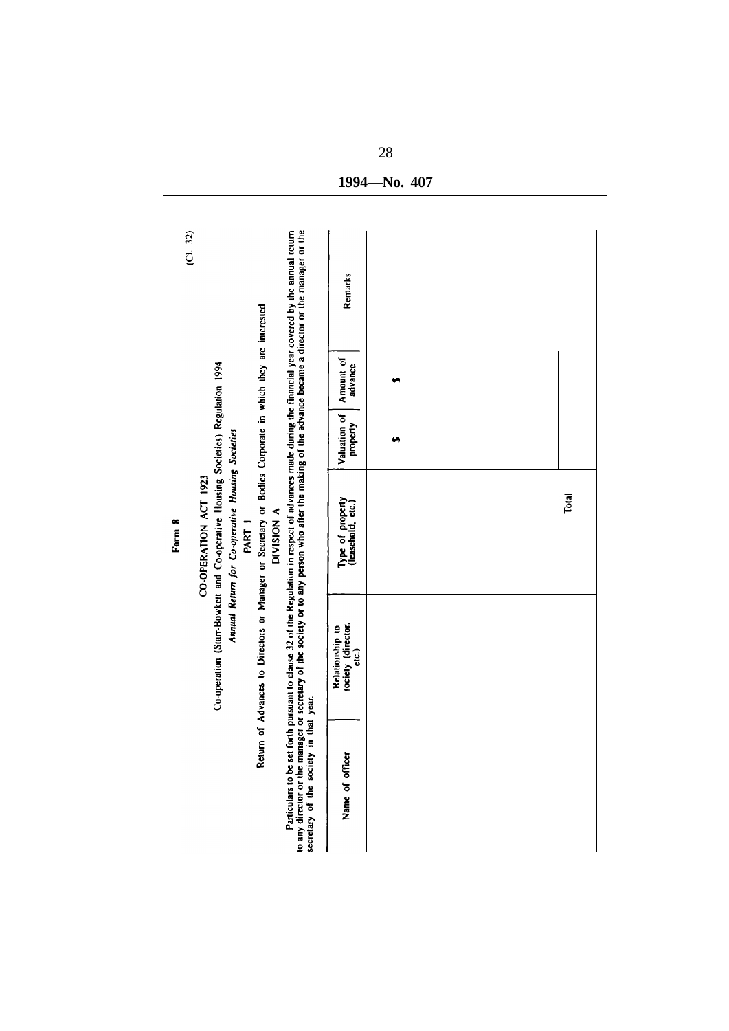Form 8

(Cl. 32)

CO-OPERATION ACT 1923

Co-operation (Starr-Bowkett and Co-operative Housing Societies) Regulation 1994

*Annual Return for Co-operative Housing Societies*

PART 1

Return of Advances to Directors or Manager or Secretary or Bodies Corporate in which they are interested

DIVISION A

Particulars to be set forth pursuant to clause 32 of the Regulation in respect of advances made during the financial year covered by the annual return to any director or the manager or secretary of the society or to any person who after the making of the advance became a director or the manager or the secretary of the society in that year.

| Name of officer | Relationship to society (director, etc.) | Type of property (leasehold, etc.) | Valuation of property | Amount of advance | Remarks |
| --- | --- | --- | --- | --- | --- |
| | | | $ | $ | |
| | | Total | | | |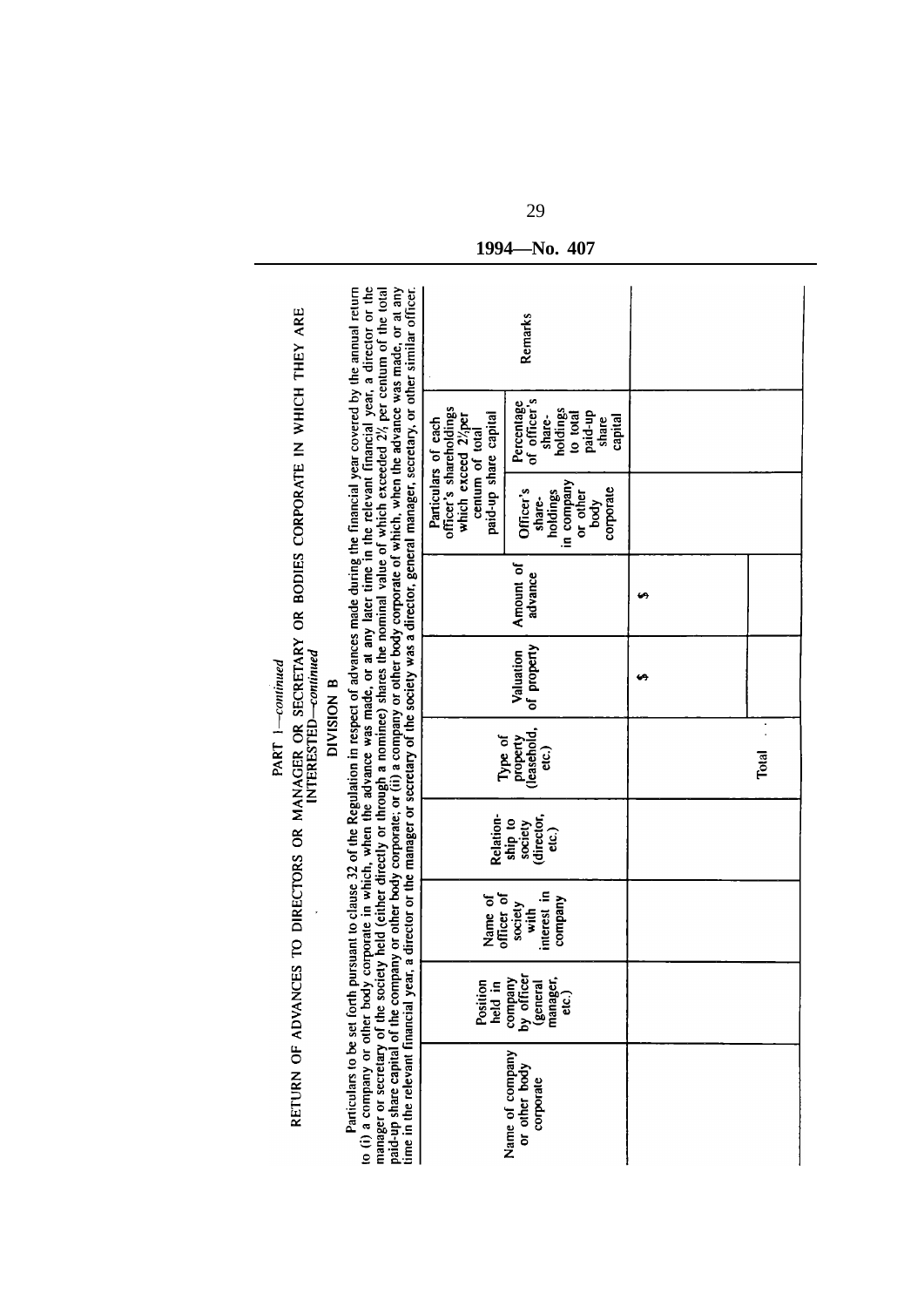1994—No. 407

PART I—*continued*

RETURN OF ADVANCES TO DIRECTORS OR MANAGER OR SECRETARY OR BODIES CORPORATE IN WHICH THEY ARE INTERESTED—*continued*

DIVISION B

Particulars to be set forth pursuant to clause 32 of the Regulation in respect of advances made during the financial year covered by the annual return to (i) a company or other body corporate in which, when the advance was made, or at any later time in the relevant financial year, a director or the manager or secretary of the society held (either directly or through a nominee) shares the nominal value of which exceeded $2\frac{1}{2}$ per centum of the total paid-up share capital of the company or other body corporate; or (ii) a company or other body corporate of which, when the advance was made, or at any time in the relevant financial year, a director or the manager or secretary of the society was a director, general manager, secretary, or other similar officer.

| Name of company or other body corporate | Position held in company by officer (general manager, etc.) | Name of officer of society with interest in company | Relationship to society (director, etc.) | Type of property (leasehold, etc.) | Valuation of property | Amount of advance | Particulars of each officer's shareholdings which exceed $2\frac{1}{2}$ per centum of total paid-up share capital | | Remarks |
|---|---|---|---|---|---|---|---|---|---|
| | | | | | | | Officer's shareholdings in company or other body corporate | Percentage of officer's shareholdings to total paid-up share capital | |
| | | | | | $ | $ | | | |
| | | | | Total . . | | | | | |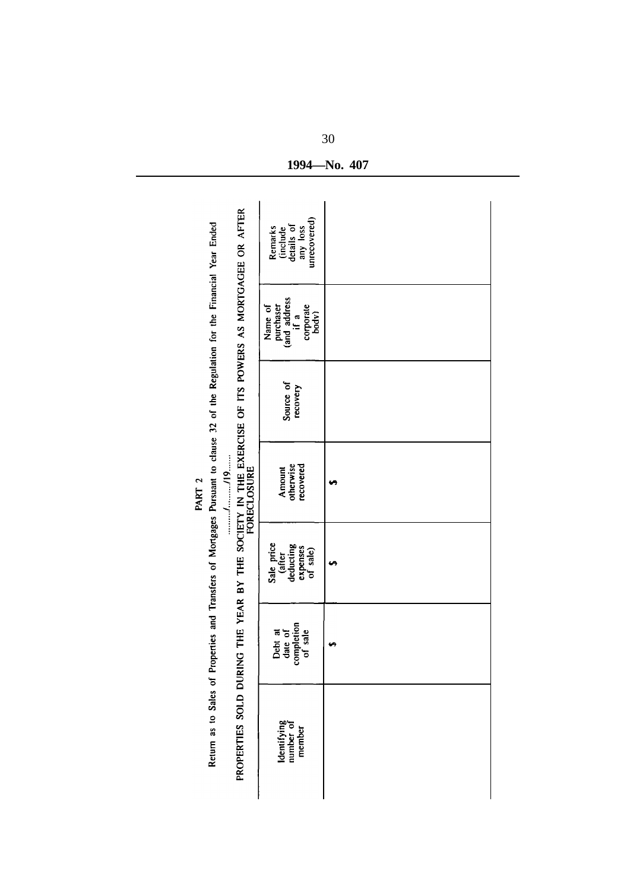PART 2

Return as to Sales of Properties and Transfers of Mortgages Pursuant to clause 32 of the Regulation for the Financial Year Ended ........./........./19........

PROPERTIES SOLD DURING THE YEAR BY THE SOCIETY IN THE EXERCISE OF ITS POWERS AS MORTGAGEE OR AFTER FORECLOSURE

| Identifying number of member | Debt at date of completion of sale | Sale price (after deducting expenses of sale) | Amount otherwise recovered | Source of recovery | Name of purchaser (and address if a corporate body) | Remarks (include details of any loss unrecovered) |
|---|---|---|---|---|---|---|
| | $ | $ | $ | | | |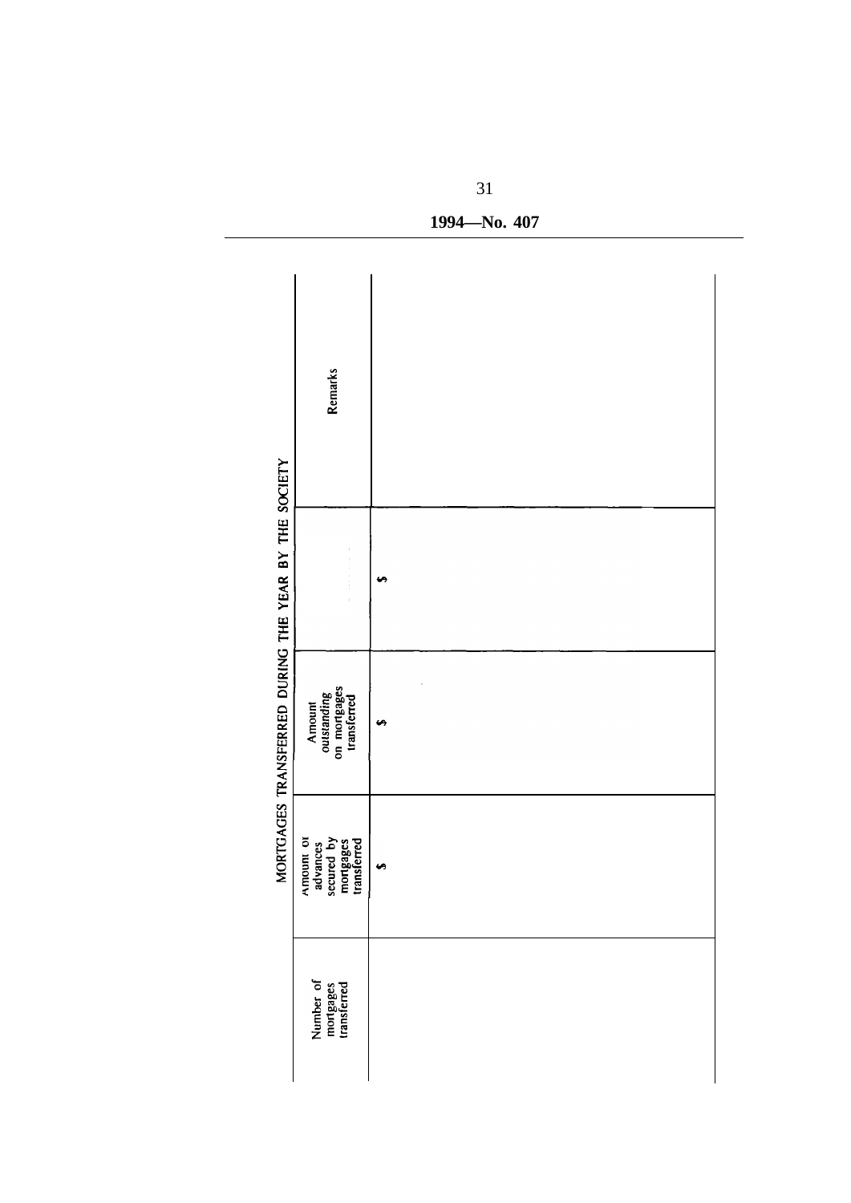1994—No. 407

## MORTGAGES TRANSFERRED DURING THE YEAR BY THE SOCIETY

| Number of mortgages transferred | Amount of advances secured by mortgages transferred | Amount outstanding on mortgages transferred | | Remarks |
|---|---|---|---|---|
| | $ | $ | $ | |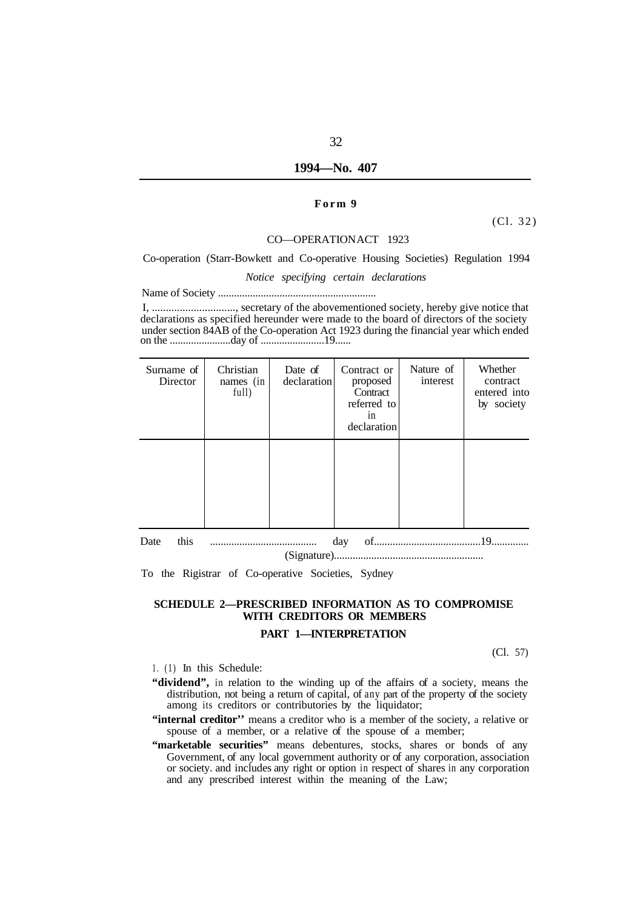**Form 9**

(Cl. 32)

CO—OPERATION ACT 1923

Co-operation (Starr-Bowkett and Co-operative Housing Societies) Regulation 1994

*Notice specifying certain declarations*

Name of Society ..........................................................

I, .............................., secretary of the abovementioned society, hereby give notice that declarations as specified hereunder were made to the board of directors of the society under section 84AB of the Co-operation Act 1923 during the financial year which ended on the .......................day of ........................19......

| Surname of Director | Christian names (in full) | Date of declaration | Contract or proposed Contract referred to in declaration | Nature of interest | Whether contract entered into by society |
|---|---|---|---|---|---|
| | | | | | |

Date this ........................................ day of........................................19.............

(Signature).......................................................

To the Rigistrar of Co-operative Societies, Sydney

## SCHEDULE 2—PRESCRIBED INFORMATION AS TO COMPROMISE WITH CREDITORS OR MEMBERS

### PART 1—INTERPRETATION

(Cl. 57)

1. (1) In this Schedule:

**"dividend",** in relation to the winding up of the affairs of a society, means the distribution, not being a return of capital, of any part of the property of the society among its creditors or contributories by the liquidator;

**"internal creditor''** means a creditor who is a member of the society, a relative or spouse of a member, or a relative of the spouse of a member;

**"marketable securities"** means debentures, stocks, shares or bonds of any Government, of any local government authority or of any corporation, association or society. and includes any right or option in respect of shares in any corporation and any prescribed interest within the meaning of the Law;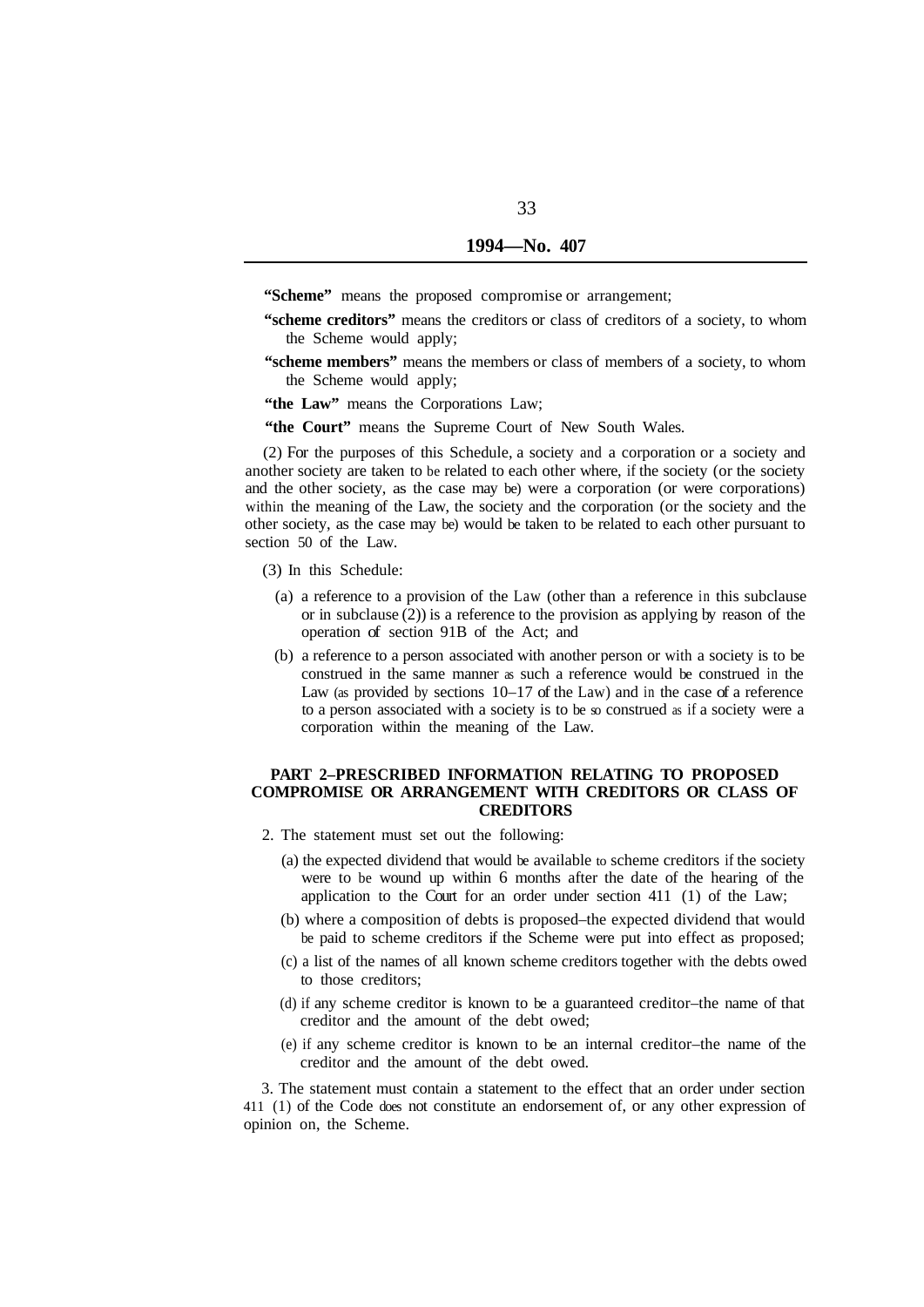**"Scheme"** means the proposed compromise or arrangement;

**"scheme creditors"** means the creditors or class of creditors of a society, to whom the Scheme would apply;

**"scheme members"** means the members or class of members of a society, to whom the Scheme would apply;

**"the Law"** means the Corporations Law;

**"the Court"** means the Supreme Court of New South Wales.

(2) For the purposes of this Schedule, a society and a corporation or a society and another society are taken to be related to each other where, if the society (or the society and the other society, as the case may be) were a corporation (or were corporations) within the meaning of the Law, the society and the corporation (or the society and the other society, as the case may be) would be taken to be related to each other pursuant to section 50 of the Law.

(3) In this Schedule:

(a) a reference to a provision of the Law (other than a reference in this subclause or in subclause (2)) is a reference to the provision as applying by reason of the operation of section 91B of the Act; and

(b) a reference to a person associated with another person or with a society is to be construed in the same manner as such a reference would be construed in the Law (as provided by sections 10–17 of the Law) and in the case of a reference to a person associated with a society is to be so construed as if a society were a corporation within the meaning of the Law.

## PART 2–PRESCRIBED INFORMATION RELATING TO PROPOSED COMPROMISE OR ARRANGEMENT WITH CREDITORS OR CLASS OF CREDITORS

2. The statement must set out the following:

(a) the expected dividend that would be available to scheme creditors if the society were to be wound up within 6 months after the date of the hearing of the application to the Court for an order under section 411 (1) of the Law;

(b) where a composition of debts is proposed–the expected dividend that would be paid to scheme creditors if the Scheme were put into effect as proposed;

(c) a list of the names of all known scheme creditors together with the debts owed to those creditors;

(d) if any scheme creditor is known to be a guaranteed creditor–the name of that creditor and the amount of the debt owed;

(e) if any scheme creditor is known to be an internal creditor–the name of the creditor and the amount of the debt owed.

3. The statement must contain a statement to the effect that an order under section 411 (1) of the Code does not constitute an endorsement of, or any other expression of opinion on, the Scheme.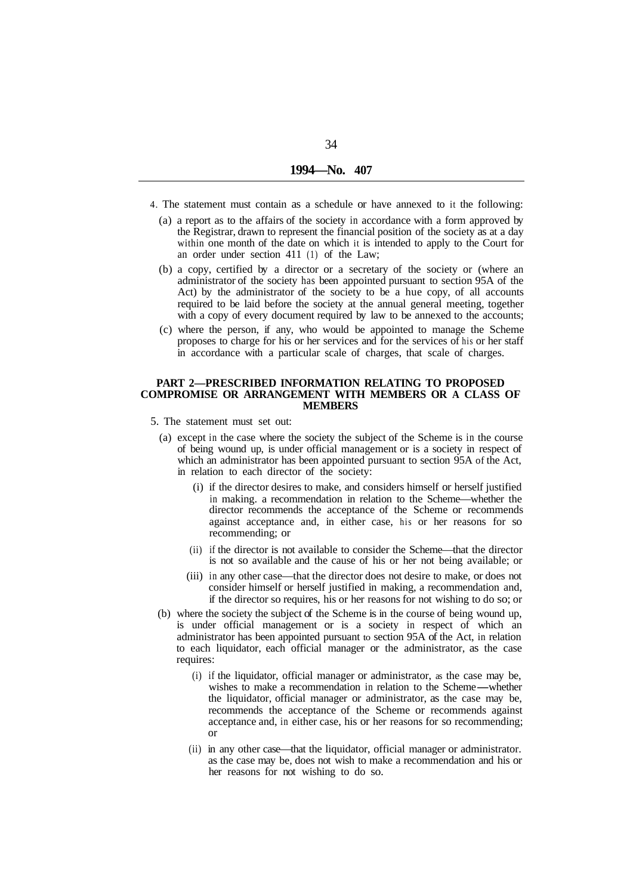4. The statement must contain as a schedule or have annexed to it the following:

(a) a report as to the affairs of the society in accordance with a form approved by the Registrar, drawn to represent the financial position of the society as at a day within one month of the date on which it is intended to apply to the Court for an order under section 411 (1) of the Law;

(b) a copy, certified by a director or a secretary of the society or (where an administrator of the society has been appointed pursuant to section 95A of the Act) by the administrator of the society to be a hue copy, of all accounts required to be laid before the society at the annual general meeting, together with a copy of every document required by law to be annexed to the accounts;

(c) where the person, if any, who would be appointed to manage the Scheme proposes to charge for his or her services and for the services of his or her staff in accordance with a particular scale of charges, that scale of charges.

## PART 2—PRESCRIBED INFORMATION RELATING TO PROPOSED COMPROMISE OR ARRANGEMENT WITH MEMBERS OR A CLASS OF MEMBERS

5. The statement must set out:

(a) except in the case where the society the subject of the Scheme is in the course of being wound up, is under official management or is a society in respect of which an administrator has been appointed pursuant to section 95A of the Act, in relation to each director of the society:

 (i) if the director desires to make, and considers himself or herself justified in making. a recommendation in relation to the Scheme—whether the director recommends the acceptance of the Scheme or recommends against acceptance and, in either case, his or her reasons for so recommending; or

 (ii) if the director is not available to consider the Scheme—that the director is not so available and the cause of his or her not being available; or

 (iii) in any other case—that the director does not desire to make, or does not consider himself or herself justified in making, a recommendation and, if the director so requires, his or her reasons for not wishing to do so; or

(b) where the society the subject of the Scheme is in the course of being wound up, is under official management or is a society in respect of which an administrator has been appointed pursuant to section 95A of the Act, in relation to each liquidator, each official manager or the administrator, as the case requires:

 (i) if the liquidator, official manager or administrator, as the case may be, wishes to make a recommendation in relation to the Scheme—whether the liquidator, official manager or administrator, as the case may be, recommends the acceptance of the Scheme or recommends against acceptance and, in either case, his or her reasons for so recommending; or

 (ii) in any other case—that the liquidator, official manager or administrator. as the case may be, does not wish to make a recommendation and his or her reasons for not wishing to do so.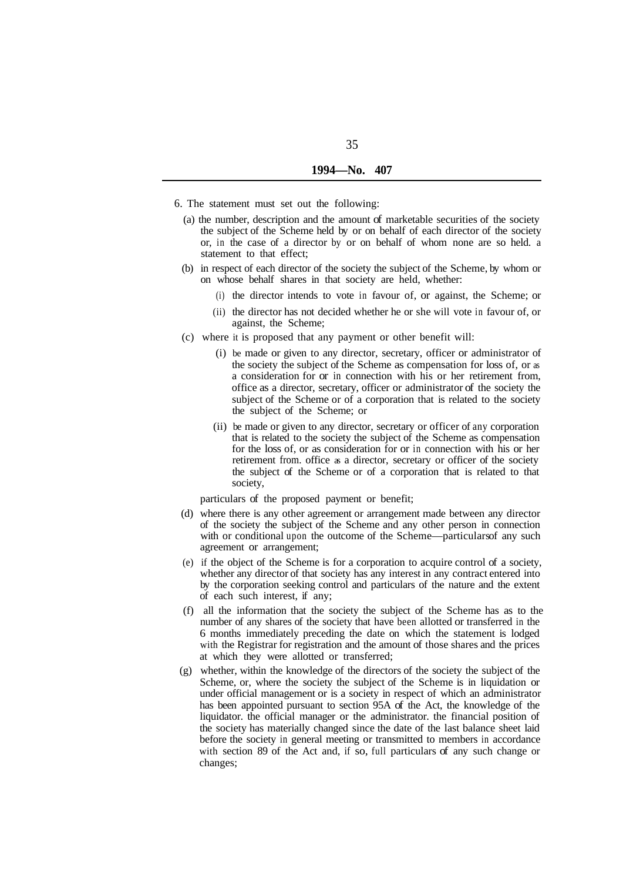6. The statement must set out the following:

(a) the number, description and the amount of marketable securities of the society the subject of the Scheme held by or on behalf of each director of the society or, in the case of a director by or on behalf of whom none are so held. a statement to that effect;

(b) in respect of each director of the society the subject of the Scheme, by whom or on whose behalf shares in that society are held, whether:

  (i) the director intends to vote in favour of, or against, the Scheme; or

  (ii) the director has not decided whether he or she will vote in favour of, or against, the Scheme;

(c) where it is proposed that any payment or other benefit will:

  (i) be made or given to any director, secretary, officer or administrator of the society the subject of the Scheme as compensation for loss of, or as a consideration for or in connection with his or her retirement from, office as a director, secretary, officer or administrator of the society the subject of the Scheme or of a corporation that is related to the society the subject of the Scheme; or

  (ii) be made or given to any director, secretary or officer of any corporation that is related to the society the subject of the Scheme as compensation for the loss of, or as consideration for or in connection with his or her retirement from. office as a director, secretary or officer of the society the subject of the Scheme or of a corporation that is related to that society,

  particulars of the proposed payment or benefit;

(d) where there is any other agreement or arrangement made between any director of the society the subject of the Scheme and any other person in connection with or conditional upon the outcome of the Scheme—particulars of any such agreement or arrangement;

(e) if the object of the Scheme is for a corporation to acquire control of a society, whether any director of that society has any interest in any contract entered into by the corporation seeking control and particulars of the nature and the extent of each such interest, if any;

(f) all the information that the society the subject of the Scheme has as to the number of any shares of the society that have been allotted or transferred in the 6 months immediately preceding the date on which the statement is lodged with the Registrar for registration and the amount of those shares and the prices at which they were allotted or transferred;

(g) whether, within the knowledge of the directors of the society the subject of the Scheme, or, where the society the subject of the Scheme is in liquidation or under official management or is a society in respect of which an administrator has been appointed pursuant to section 95A of the Act, the knowledge of the liquidator. the official manager or the administrator. the financial position of the society has materially changed since the date of the last balance sheet laid before the society in general meeting or transmitted to members in accordance with section 89 of the Act and, if so, full particulars of any such change or changes;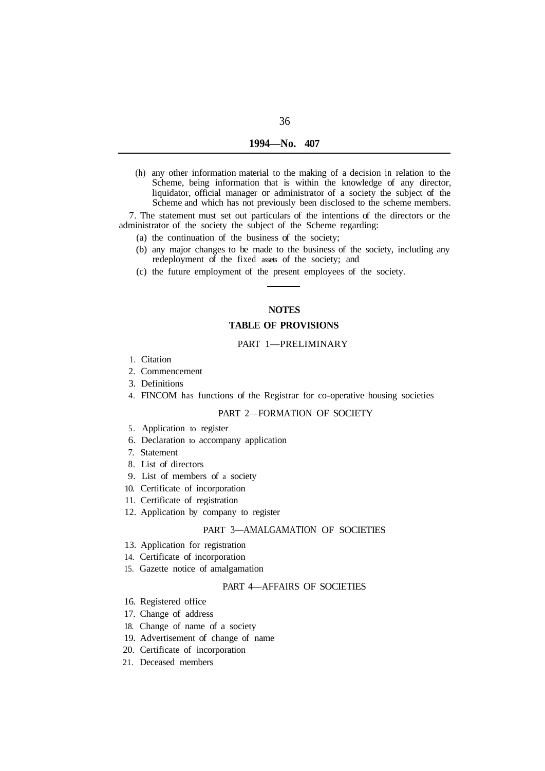(h) any other information material to the making of a decision in relation to the Scheme, being information that is within the knowledge of any director, liquidator, official manager or administrator of a society the subject of the Scheme and which has not previously been disclosed to the scheme members.

7. The statement must set out particulars of the intentions of the directors or the administrator of the society the subject of the Scheme regarding:

(a) the continuation of the business of the society;

(b) any major changes to be made to the business of the society, including any redeployment of the fixed assets of the society; and

(c) the future employment of the present employees of the society.

---

## NOTES

## TABLE OF PROVISIONS

### PART 1—PRELIMINARY

1. Citation
2. Commencement
3. Definitions
4. FINCOM has functions of the Registrar for co-operative housing societies

### PART 2—FORMATION OF SOCIETY

5. Application to register
6. Declaration to accompany application
7. Statement
8. List of directors
9. List of members of a society
10. Certificate of incorporation
11. Certificate of registration
12. Application by company to register

### PART 3—AMALGAMATION OF SOCIETIES

13. Application for registration
14. Certificate of incorporation
15. Gazette notice of amalgamation

### PART 4—AFFAIRS OF SOCIETIES

16. Registered office
17. Change of address
18. Change of name of a society
19. Advertisement of change of name
20. Certificate of incorporation
21. Deceased members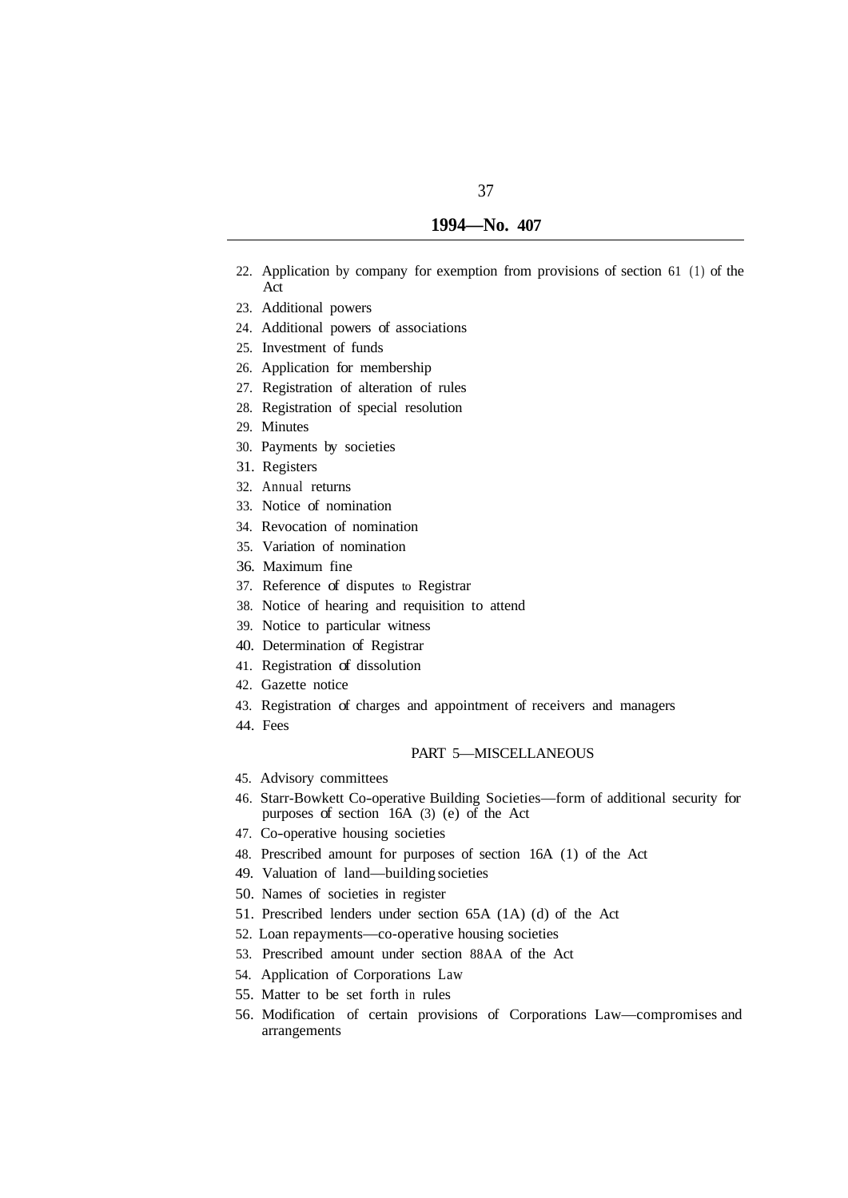22. Application by company for exemption from provisions of section 61 (1) of the Act
23. Additional powers
24. Additional powers of associations
25. Investment of funds
26. Application for membership
27. Registration of alteration of rules
28. Registration of special resolution
29. Minutes
30. Payments by societies
31. Registers
32. Annual returns
33. Notice of nomination
34. Revocation of nomination
35. Variation of nomination
36. Maximum fine
37. Reference of disputes to Registrar
38. Notice of hearing and requisition to attend
39. Notice to particular witness
40. Determination of Registrar
41. Registration of dissolution
42. Gazette notice
43. Registration of charges and appointment of receivers and managers
44. Fees

PART 5—MISCELLANEOUS

45. Advisory committees
46. Starr-Bowkett Co-operative Building Societies—form of additional security for purposes of section 16A (3) (e) of the Act
47. Co-operative housing societies
48. Prescribed amount for purposes of section 16A (1) of the Act
49. Valuation of land—building societies
50. Names of societies in register
51. Prescribed lenders under section 65A (1A) (d) of the Act
52. Loan repayments—co-operative housing societies
53. Prescribed amount under section 88AA of the Act
54. Application of Corporations Law
55. Matter to be set forth in rules
56. Modification of certain provisions of Corporations Law—compromises and arrangements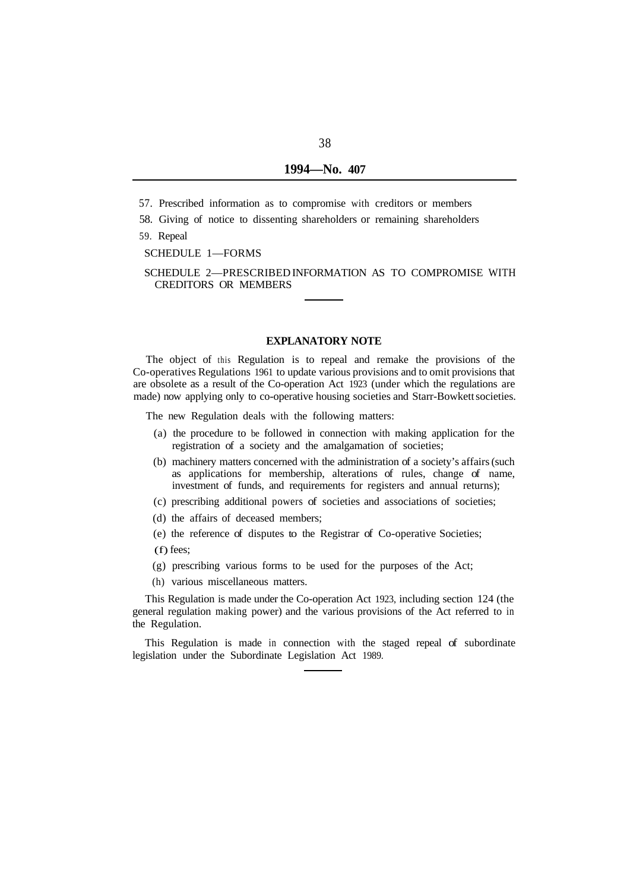57. Prescribed information as to compromise with creditors or members
58. Giving of notice to dissenting shareholders or remaining shareholders
59. Repeal

SCHEDULE 1—FORMS

SCHEDULE 2—PRESCRIBED INFORMATION AS TO COMPROMISE WITH CREDITORS OR MEMBERS

---

## EXPLANATORY NOTE

The object of this Regulation is to repeal and remake the provisions of the Co-operatives Regulations 1961 to update various provisions and to omit provisions that are obsolete as a result of the Co-operation Act 1923 (under which the regulations are made) now applying only to co-operative housing societies and Starr-Bowkett societies.

The new Regulation deals with the following matters:

(a) the procedure to be followed in connection with making application for the registration of a society and the amalgamation of societies;

(b) machinery matters concerned with the administration of a society's affairs (such as applications for membership, alterations of rules, change of name, investment of funds, and requirements for registers and annual returns);

(c) prescribing additional powers of societies and associations of societies;

(d) the affairs of deceased members;

(e) the reference of disputes to the Registrar of Co-operative Societies;

(f) fees;

(g) prescribing various forms to be used for the purposes of the Act;

(h) various miscellaneous matters.

This Regulation is made under the Co-operation Act 1923, including section 124 (the general regulation making power) and the various provisions of the Act referred to in the Regulation.

This Regulation is made in connection with the staged repeal of subordinate legislation under the Subordinate Legislation Act 1989.